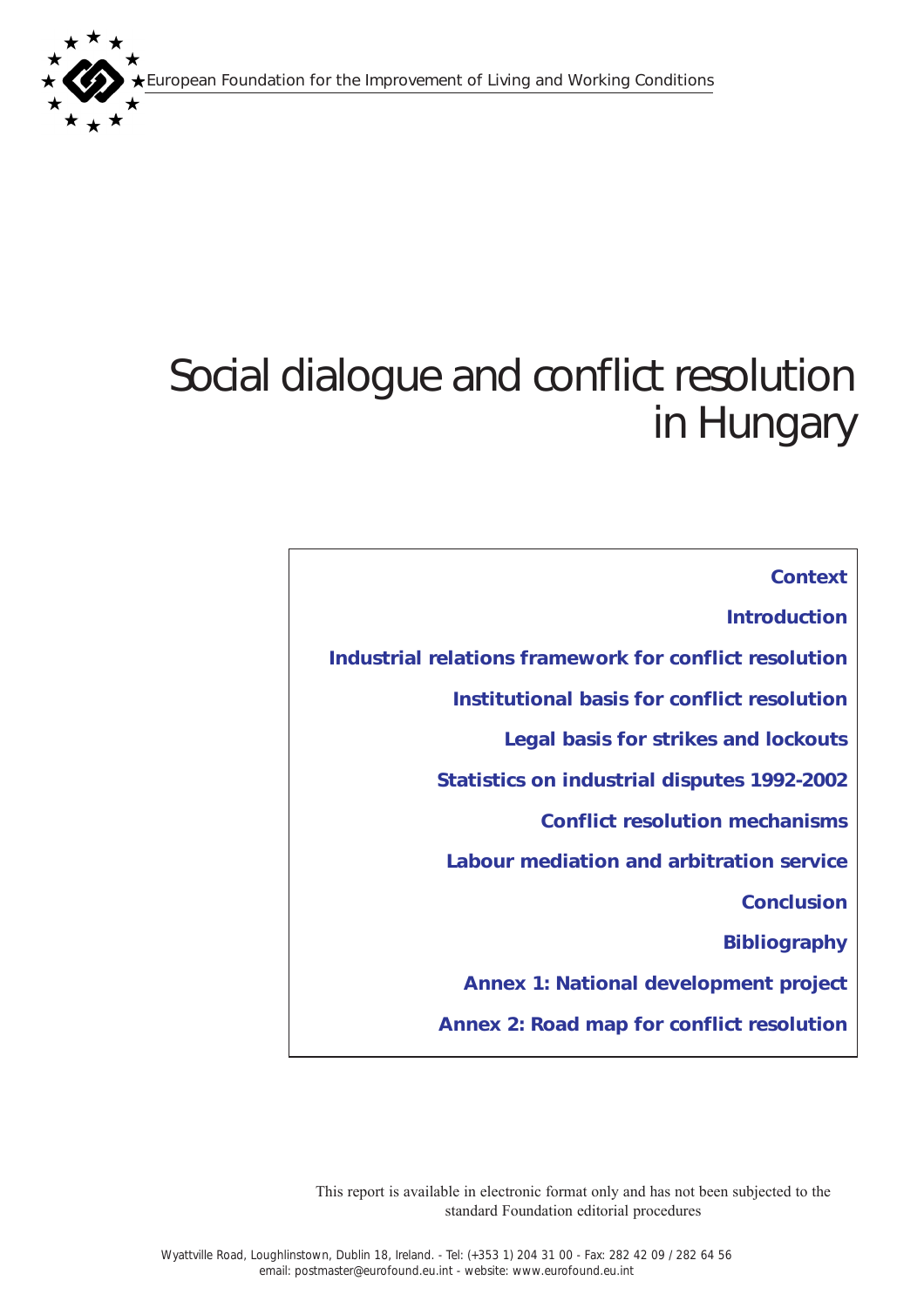European Foundation for the Improvement of Living and Working Conditions

# Social dialogue and conflict resolution in Hungary

- Context
- Introduction
- Industrial relations framework for conflict resolution
- Institutional basis for conflict resolution
- Legal basis for strikes and lockouts
- Statistics on industrial disputes 1992-2002
- Conflict resolution mechanisms
- Labour mediation and arbitration service
- Conclusion
- Bibliography
- Annex 1: National development project
- Annex 2: Road map for conflict resolution

This report is available in electronic format only and has not been subjected to the standard Foundation editorial procedures

Wyattville Road, Loughlinstown, Dublin 18, Ireland. - Tel: (+353 1) 204 31 00 - Fax: 282 42 09 / 282 64 56
email: postmaster@eurofound.eu.int - website: www.eurofound.eu.int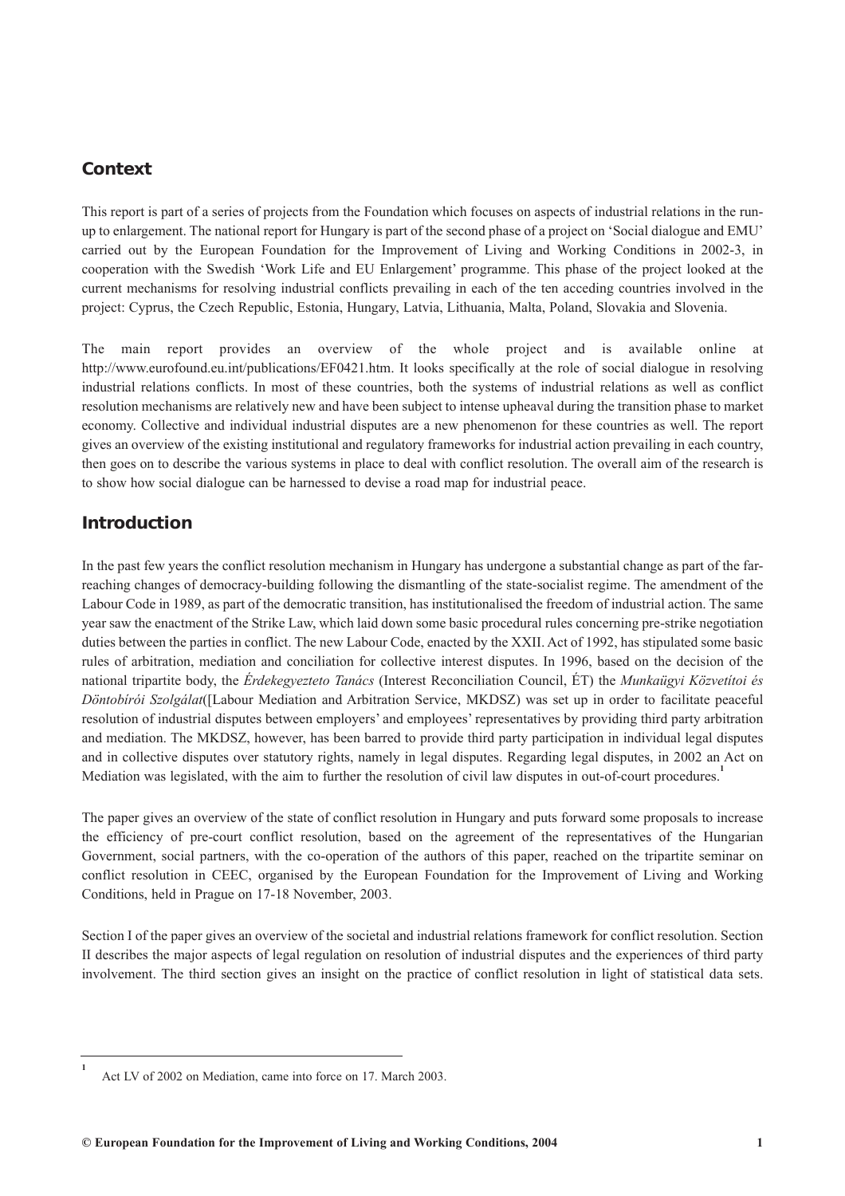## Context

This report is part of a series of projects from the Foundation which focuses on aspects of industrial relations in the run-up to enlargement. The national report for Hungary is part of the second phase of a project on 'Social dialogue and EMU' carried out by the European Foundation for the Improvement of Living and Working Conditions in 2002-3, in cooperation with the Swedish 'Work Life and EU Enlargement' programme. This phase of the project looked at the current mechanisms for resolving industrial conflicts prevailing in each of the ten acceding countries involved in the project: Cyprus, the Czech Republic, Estonia, Hungary, Latvia, Lithuania, Malta, Poland, Slovakia and Slovenia.

The main report provides an overview of the whole project and is available online at http://www.eurofound.eu.int/publications/EF0421.htm. It looks specifically at the role of social dialogue in resolving industrial relations conflicts. In most of these countries, both the systems of industrial relations as well as conflict resolution mechanisms are relatively new and have been subject to intense upheaval during the transition phase to market economy. Collective and individual industrial disputes are a new phenomenon for these countries as well. The report gives an overview of the existing institutional and regulatory frameworks for industrial action prevailing in each country, then goes on to describe the various systems in place to deal with conflict resolution. The overall aim of the research is to show how social dialogue can be harnessed to devise a road map for industrial peace.

## Introduction

In the past few years the conflict resolution mechanism in Hungary has undergone a substantial change as part of the far-reaching changes of democracy-building following the dismantling of the state-socialist regime. The amendment of the Labour Code in 1989, as part of the democratic transition, has institutionalised the freedom of industrial action. The same year saw the enactment of the Strike Law, which laid down some basic procedural rules concerning pre-strike negotiation duties between the parties in conflict. The new Labour Code, enacted by the XXII. Act of 1992, has stipulated some basic rules of arbitration, mediation and conciliation for collective interest disputes. In 1996, based on the decision of the national tripartite body, the *Érdekegyezteto Tanács* (Interest Reconciliation Council, ÉT) the *Munkaügyi Közvetítoi és Döntobírói Szolgálat*([Labour Mediation and Arbitration Service, MKDSZ) was set up in order to facilitate peaceful resolution of industrial disputes between employers' and employees' representatives by providing third party arbitration and mediation. The MKDSZ, however, has been barred to provide third party participation in individual legal disputes and in collective disputes over statutory rights, namely in legal disputes. Regarding legal disputes, in 2002 an Act on Mediation was legislated, with the aim to further the resolution of civil law disputes in out-of-court procedures.[1]

The paper gives an overview of the state of conflict resolution in Hungary and puts forward some proposals to increase the efficiency of pre-court conflict resolution, based on the agreement of the representatives of the Hungarian Government, social partners, with the co-operation of the authors of this paper, reached on the tripartite seminar on conflict resolution in CEEC, organised by the European Foundation for the Improvement of Living and Working Conditions, held in Prague on 17-18 November, 2003.

Section I of the paper gives an overview of the societal and industrial relations framework for conflict resolution. Section II describes the major aspects of legal regulation on resolution of industrial disputes and the experiences of third party involvement. The third section gives an insight on the practice of conflict resolution in light of statistical data sets.

---

[1] Act LV of 2002 on Mediation, came into force on 17. March 2003.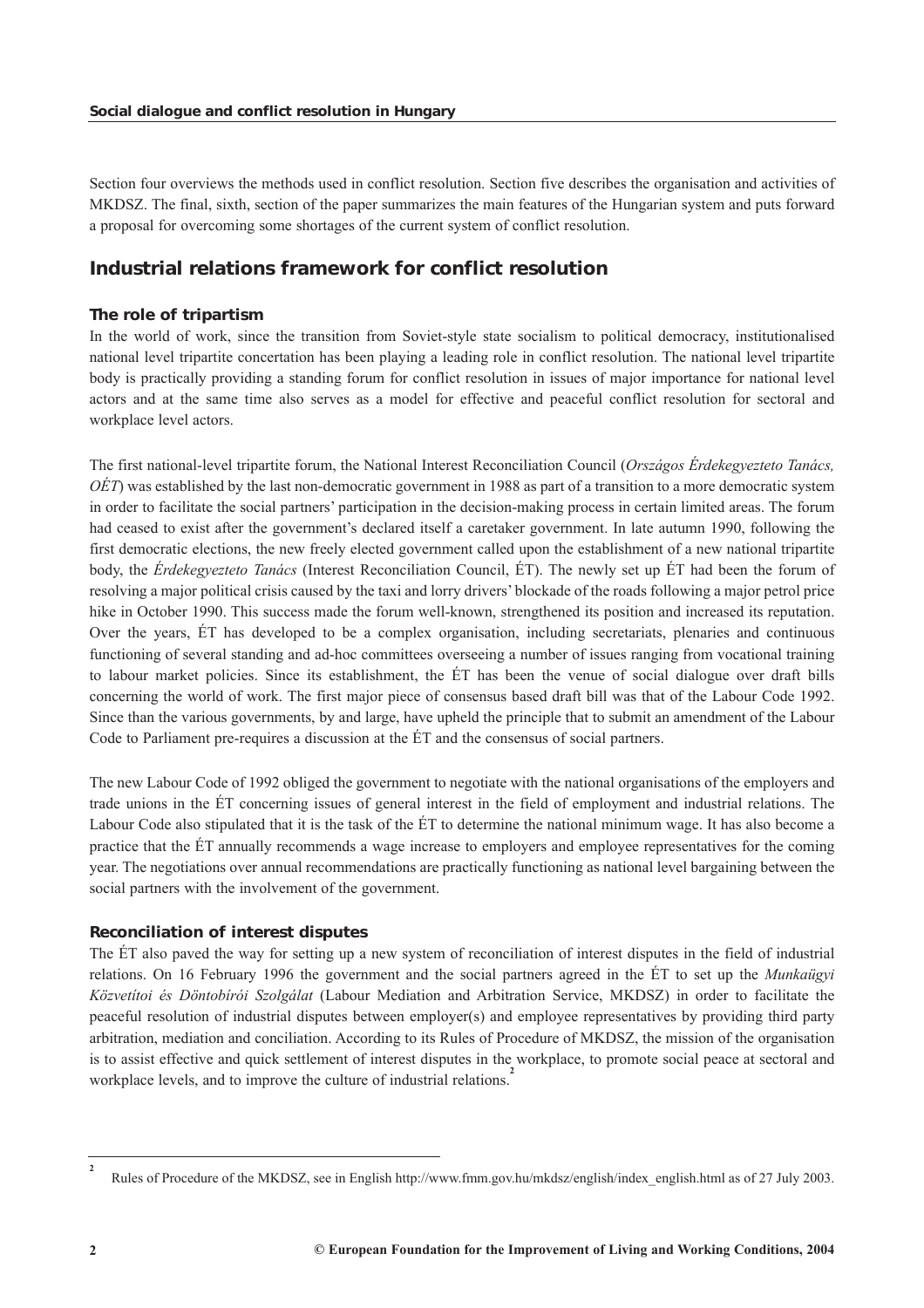Section four overviews the methods used in conflict resolution. Section five describes the organisation and activities of MKDSZ. The final, sixth, section of the paper summarizes the main features of the Hungarian system and puts forward a proposal for overcoming some shortages of the current system of conflict resolution.

## Industrial relations framework for conflict resolution

### The role of tripartism

In the world of work, since the transition from Soviet-style state socialism to political democracy, institutionalised national level tripartite concertation has been playing a leading role in conflict resolution. The national level tripartite body is practically providing a standing forum for conflict resolution in issues of major importance for national level actors and at the same time also serves as a model for effective and peaceful conflict resolution for sectoral and workplace level actors.

The first national-level tripartite forum, the National Interest Reconciliation Council (*Országos Érdekegyezteto Tanács, OÉT*) was established by the last non-democratic government in 1988 as part of a transition to a more democratic system in order to facilitate the social partners' participation in the decision-making process in certain limited areas. The forum had ceased to exist after the government's declared itself a caretaker government. In late autumn 1990, following the first democratic elections, the new freely elected government called upon the establishment of a new national tripartite body, the *Érdekegyezteto Tanács* (Interest Reconciliation Council, ÉT). The newly set up ÉT had been the forum of resolving a major political crisis caused by the taxi and lorry drivers' blockade of the roads following a major petrol price hike in October 1990. This success made the forum well-known, strengthened its position and increased its reputation. Over the years, ÉT has developed to be a complex organisation, including secretariats, plenaries and continuous functioning of several standing and ad-hoc committees overseeing a number of issues ranging from vocational training to labour market policies. Since its establishment, the ÉT has been the venue of social dialogue over draft bills concerning the world of work. The first major piece of consensus based draft bill was that of the Labour Code 1992. Since than the various governments, by and large, have upheld the principle that to submit an amendment of the Labour Code to Parliament pre-requires a discussion at the ÉT and the consensus of social partners.

The new Labour Code of 1992 obliged the government to negotiate with the national organisations of the employers and trade unions in the ÉT concerning issues of general interest in the field of employment and industrial relations. The Labour Code also stipulated that it is the task of the ÉT to determine the national minimum wage. It has also become a practice that the ÉT annually recommends a wage increase to employers and employee representatives for the coming year. The negotiations over annual recommendations are practically functioning as national level bargaining between the social partners with the involvement of the government.

### Reconciliation of interest disputes

The ÉT also paved the way for setting up a new system of reconciliation of interest disputes in the field of industrial relations. On 16 February 1996 the government and the social partners agreed in the ÉT to set up the *Munkaügyi Közvetítoi és Döntobírói Szolgálat* (Labour Mediation and Arbitration Service, MKDSZ) in order to facilitate the peaceful resolution of industrial disputes between employer(s) and employee representatives by providing third party arbitration, mediation and conciliation. According to its Rules of Procedure of MKDSZ, the mission of the organisation is to assist effective and quick settlement of interest disputes in the workplace, to promote social peace at sectoral and workplace levels, and to improve the culture of industrial relations.[2]

---

[2] Rules of Procedure of the MKDSZ, see in English http://www.fmm.gov.hu/mkdsz/english/index_english.html as of 27 July 2003.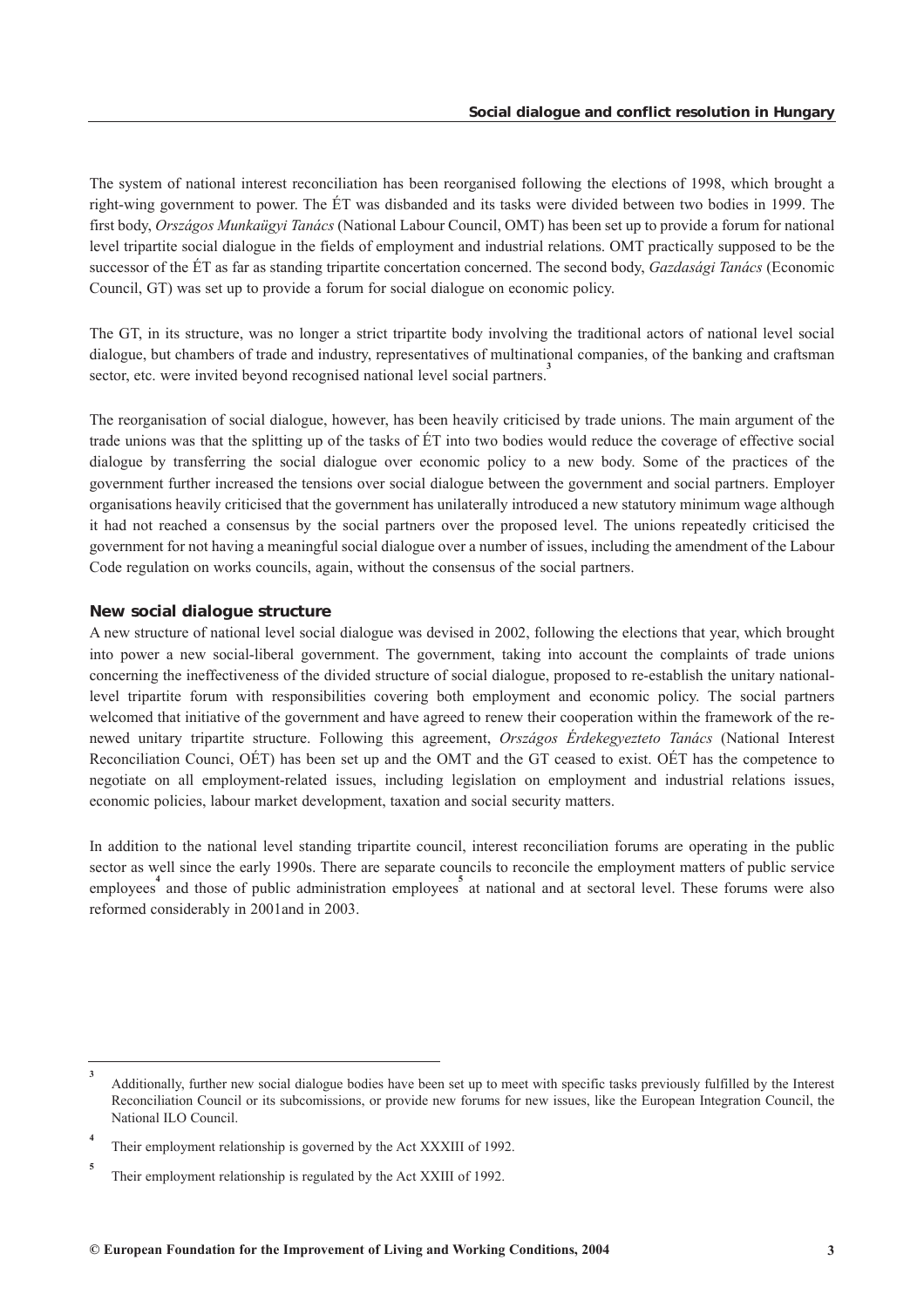The system of national interest reconciliation has been reorganised following the elections of 1998, which brought a right-wing government to power. The ÉT was disbanded and its tasks were divided between two bodies in 1999. The first body, *Országos Munkaügyi Tanács* (National Labour Council, OMT) has been set up to provide a forum for national level tripartite social dialogue in the fields of employment and industrial relations. OMT practically supposed to be the successor of the ÉT as far as standing tripartite concertation concerned. The second body, *Gazdasági Tanács* (Economic Council, GT) was set up to provide a forum for social dialogue on economic policy.

The GT, in its structure, was no longer a strict tripartite body involving the traditional actors of national level social dialogue, but chambers of trade and industry, representatives of multinational companies, of the banking and craftsman sector, etc. were invited beyond recognised national level social partners.[3]

The reorganisation of social dialogue, however, has been heavily criticised by trade unions. The main argument of the trade unions was that the splitting up of the tasks of ÉT into two bodies would reduce the coverage of effective social dialogue by transferring the social dialogue over economic policy to a new body. Some of the practices of the government further increased the tensions over social dialogue between the government and social partners. Employer organisations heavily criticised that the government has unilaterally introduced a new statutory minimum wage although it had not reached a consensus by the social partners over the proposed level. The unions repeatedly criticised the government for not having a meaningful social dialogue over a number of issues, including the amendment of the Labour Code regulation on works councils, again, without the consensus of the social partners.

### New social dialogue structure

A new structure of national level social dialogue was devised in 2002, following the elections that year, which brought into power a new social-liberal government. The government, taking into account the complaints of trade unions concerning the ineffectiveness of the divided structure of social dialogue, proposed to re-establish the unitary national-level tripartite forum with responsibilities covering both employment and economic policy. The social partners welcomed that initiative of the government and have agreed to renew their cooperation within the framework of the re-newed unitary tripartite structure. Following this agreement, *Országos Érdekegyezteto Tanács* (National Interest Reconciliation Counci, OÉT) has been set up and the OMT and the GT ceased to exist. OÉT has the competence to negotiate on all employment-related issues, including legislation on employment and industrial relations issues, economic policies, labour market development, taxation and social security matters.

In addition to the national level standing tripartite council, interest reconciliation forums are operating in the public sector as well since the early 1990s. There are separate councils to reconcile the employment matters of public service employees[4] and those of public administration employees[5] at national and at sectoral level. These forums were also reformed considerably in 2001and in 2003.

---

[3] Additionally, further new social dialogue bodies have been set up to meet with specific tasks previously fulfilled by the Interest Reconciliation Council or its subcomissions, or provide new forums for new issues, like the European Integration Council, the National ILO Council.

[4] Their employment relationship is governed by the Act XXXIII of 1992.

[5] Their employment relationship is regulated by the Act XXIII of 1992.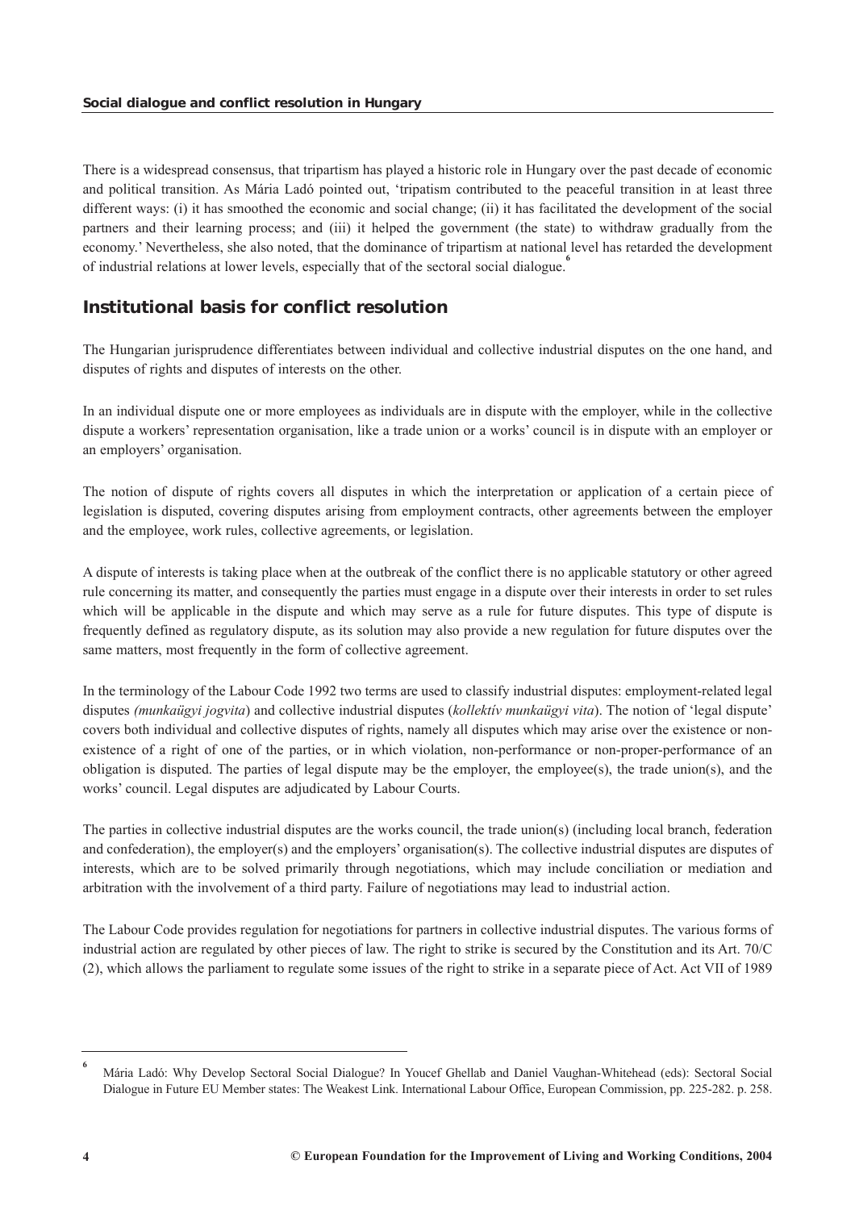There is a widespread consensus, that tripartism has played a historic role in Hungary over the past decade of economic and political transition. As Mária Ladó pointed out, 'tripatism contributed to the peaceful transition in at least three different ways: (i) it has smoothed the economic and social change; (ii) it has facilitated the development of the social partners and their learning process; and (iii) it helped the government (the state) to withdraw gradually from the economy.' Nevertheless, she also noted, that the dominance of tripartism at national level has retarded the development of industrial relations at lower levels, especially that of the sectoral social dialogue.[6]

## Institutional basis for conflict resolution

The Hungarian jurisprudence differentiates between individual and collective industrial disputes on the one hand, and disputes of rights and disputes of interests on the other.

In an individual dispute one or more employees as individuals are in dispute with the employer, while in the collective dispute a workers' representation organisation, like a trade union or a works' council is in dispute with an employer or an employers' organisation.

The notion of dispute of rights covers all disputes in which the interpretation or application of a certain piece of legislation is disputed, covering disputes arising from employment contracts, other agreements between the employer and the employee, work rules, collective agreements, or legislation.

A dispute of interests is taking place when at the outbreak of the conflict there is no applicable statutory or other agreed rule concerning its matter, and consequently the parties must engage in a dispute over their interests in order to set rules which will be applicable in the dispute and which may serve as a rule for future disputes. This type of dispute is frequently defined as regulatory dispute, as its solution may also provide a new regulation for future disputes over the same matters, most frequently in the form of collective agreement.

In the terminology of the Labour Code 1992 two terms are used to classify industrial disputes: employment-related legal disputes *(munkaügyi jogvita*) and collective industrial disputes (*kollektív munkaügyi vita*). The notion of 'legal dispute' covers both individual and collective disputes of rights, namely all disputes which may arise over the existence or non-existence of a right of one of the parties, or in which violation, non-performance or non-proper-performance of an obligation is disputed. The parties of legal dispute may be the employer, the employee(s), the trade union(s), and the works' council. Legal disputes are adjudicated by Labour Courts.

The parties in collective industrial disputes are the works council, the trade union(s) (including local branch, federation and confederation), the employer(s) and the employers' organisation(s). The collective industrial disputes are disputes of interests, which are to be solved primarily through negotiations, which may include conciliation or mediation and arbitration with the involvement of a third party. Failure of negotiations may lead to industrial action.

The Labour Code provides regulation for negotiations for partners in collective industrial disputes. The various forms of industrial action are regulated by other pieces of law. The right to strike is secured by the Constitution and its Art. 70/C (2), which allows the parliament to regulate some issues of the right to strike in a separate piece of Act. Act VII of 1989

---

[6] Mária Ladó: Why Develop Sectoral Social Dialogue? In Youcef Ghellab and Daniel Vaughan-Whitehead (eds): Sectoral Social Dialogue in Future EU Member states: The Weakest Link. International Labour Office, European Commission, pp. 225-282. p. 258.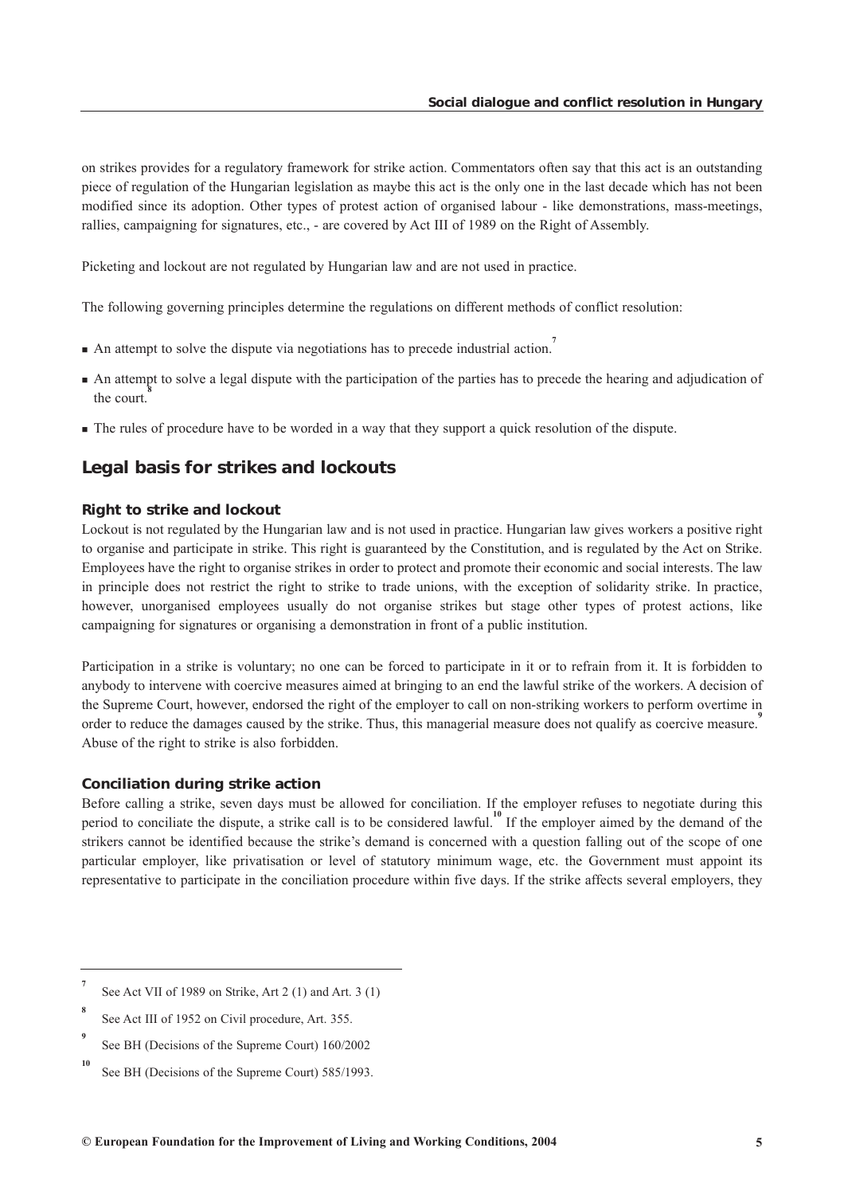on strikes provides for a regulatory framework for strike action. Commentators often say that this act is an outstanding piece of regulation of the Hungarian legislation as maybe this act is the only one in the last decade which has not been modified since its adoption. Other types of protest action of organised labour - like demonstrations, mass-meetings, rallies, campaigning for signatures, etc., - are covered by Act III of 1989 on the Right of Assembly.

Picketing and lockout are not regulated by Hungarian law and are not used in practice.

The following governing principles determine the regulations on different methods of conflict resolution:

- An attempt to solve the dispute via negotiations has to precede industrial action.[7]
- An attempt to solve a legal dispute with the participation of the parties has to precede the hearing and adjudication of the court.[8]
- The rules of procedure have to be worded in a way that they support a quick resolution of the dispute.

## Legal basis for strikes and lockouts

### Right to strike and lockout

Lockout is not regulated by the Hungarian law and is not used in practice. Hungarian law gives workers a positive right to organise and participate in strike. This right is guaranteed by the Constitution, and is regulated by the Act on Strike. Employees have the right to organise strikes in order to protect and promote their economic and social interests. The law in principle does not restrict the right to strike to trade unions, with the exception of solidarity strike. In practice, however, unorganised employees usually do not organise strikes but stage other types of protest actions, like campaigning for signatures or organising a demonstration in front of a public institution.

Participation in a strike is voluntary; no one can be forced to participate in it or to refrain from it. It is forbidden to anybody to intervene with coercive measures aimed at bringing to an end the lawful strike of the workers. A decision of the Supreme Court, however, endorsed the right of the employer to call on non-striking workers to perform overtime in order to reduce the damages caused by the strike. Thus, this managerial measure does not qualify as coercive measure.[9] Abuse of the right to strike is also forbidden.

### Conciliation during strike action

Before calling a strike, seven days must be allowed for conciliation. If the employer refuses to negotiate during this period to conciliate the dispute, a strike call is to be considered lawful.[10] If the employer aimed by the demand of the strikers cannot be identified because the strike's demand is concerned with a question falling out of the scope of one particular employer, like privatisation or level of statutory minimum wage, etc. the Government must appoint its representative to participate in the conciliation procedure within five days. If the strike affects several employers, they

---

[7] See Act VII of 1989 on Strike, Art 2 (1) and Art. 3 (1)

[8] See Act III of 1952 on Civil procedure, Art. 355.

[9] See BH (Decisions of the Supreme Court) 160/2002

[10] See BH (Decisions of the Supreme Court) 585/1993.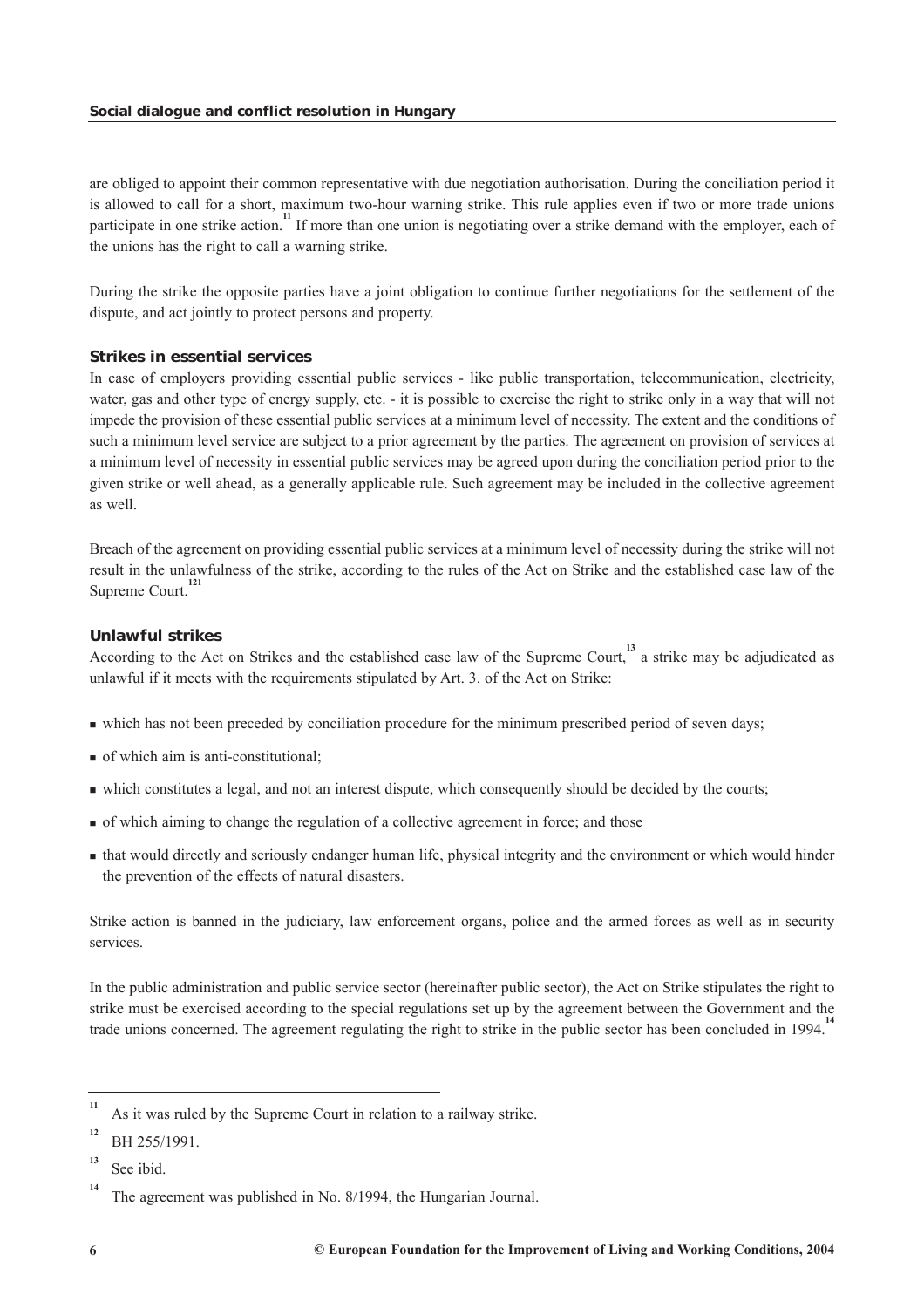are obliged to appoint their common representative with due negotiation authorisation. During the conciliation period it is allowed to call for a short, maximum two-hour warning strike. This rule applies even if two or more trade unions participate in one strike action.[11] If more than one union is negotiating over a strike demand with the employer, each of the unions has the right to call a warning strike.

During the strike the opposite parties have a joint obligation to continue further negotiations for the settlement of the dispute, and act jointly to protect persons and property.

### Strikes in essential services

In case of employers providing essential public services - like public transportation, telecommunication, electricity, water, gas and other type of energy supply, etc. - it is possible to exercise the right to strike only in a way that will not impede the provision of these essential public services at a minimum level of necessity. The extent and the conditions of such a minimum level service are subject to a prior agreement by the parties. The agreement on provision of services at a minimum level of necessity in essential public services may be agreed upon during the conciliation period prior to the given strike or well ahead, as a generally applicable rule. Such agreement may be included in the collective agreement as well.

Breach of the agreement on providing essential public services at a minimum level of necessity during the strike will not result in the unlawfulness of the strike, according to the rules of the Act on Strike and the established case law of the Supreme Court.[121]

### Unlawful strikes

According to the Act on Strikes and the established case law of the Supreme Court,[13] a strike may be adjudicated as unlawful if it meets with the requirements stipulated by Art. 3. of the Act on Strike:

- which has not been preceded by conciliation procedure for the minimum prescribed period of seven days;
- of which aim is anti-constitutional;
- which constitutes a legal, and not an interest dispute, which consequently should be decided by the courts;
- of which aiming to change the regulation of a collective agreement in force; and those
- that would directly and seriously endanger human life, physical integrity and the environment or which would hinder the prevention of the effects of natural disasters.

Strike action is banned in the judiciary, law enforcement organs, police and the armed forces as well as in security services.

In the public administration and public service sector (hereinafter public sector), the Act on Strike stipulates the right to strike must be exercised according to the special regulations set up by the agreement between the Government and the trade unions concerned. The agreement regulating the right to strike in the public sector has been concluded in 1994.[14]

---

[11] As it was ruled by the Supreme Court in relation to a railway strike.

[12] BH 255/1991.

[13] See ibid.

[14] The agreement was published in No. 8/1994, the Hungarian Journal.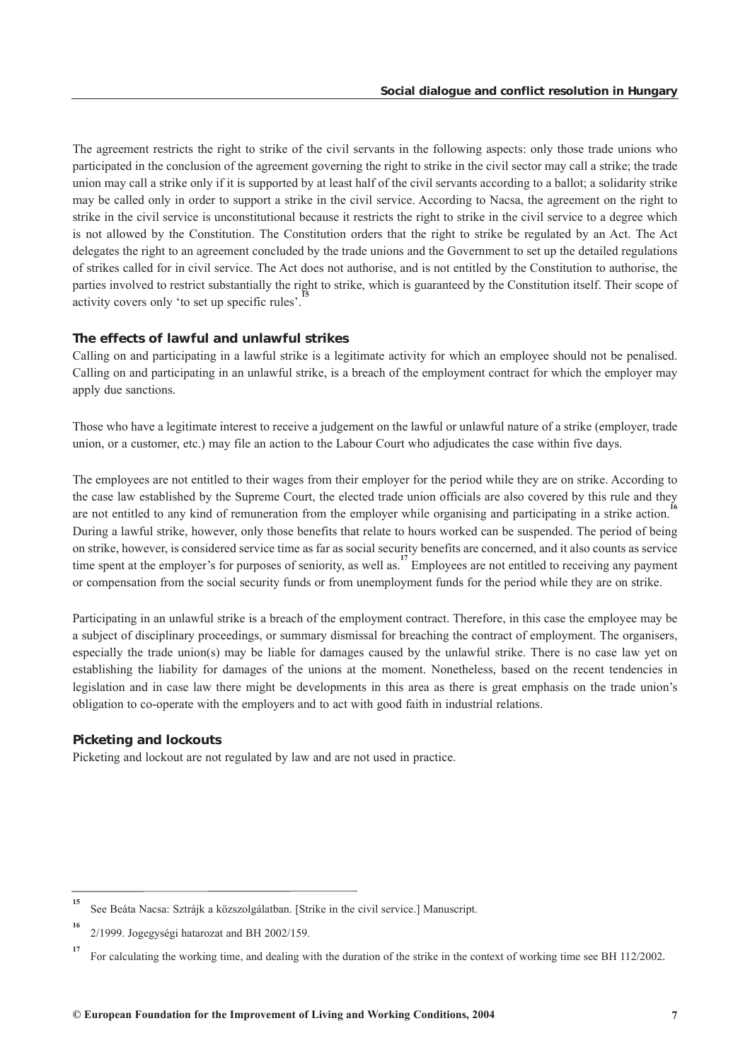The agreement restricts the right to strike of the civil servants in the following aspects: only those trade unions who participated in the conclusion of the agreement governing the right to strike in the civil sector may call a strike; the trade union may call a strike only if it is supported by at least half of the civil servants according to a ballot; a solidarity strike may be called only in order to support a strike in the civil service. According to Nacsa, the agreement on the right to strike in the civil service is unconstitutional because it restricts the right to strike in the civil service to a degree which is not allowed by the Constitution. The Constitution orders that the right to strike be regulated by an Act. The Act delegates the right to an agreement concluded by the trade unions and the Government to set up the detailed regulations of strikes called for in civil service. The Act does not authorise, and is not entitled by the Constitution to authorise, the parties involved to restrict substantially the right to strike, which is guaranteed by the Constitution itself. Their scope of activity covers only 'to set up specific rules'.[15]

### The effects of lawful and unlawful strikes

Calling on and participating in a lawful strike is a legitimate activity for which an employee should not be penalised. Calling on and participating in an unlawful strike, is a breach of the employment contract for which the employer may apply due sanctions.

Those who have a legitimate interest to receive a judgement on the lawful or unlawful nature of a strike (employer, trade union, or a customer, etc.) may file an action to the Labour Court who adjudicates the case within five days.

The employees are not entitled to their wages from their employer for the period while they are on strike. According to the case law established by the Supreme Court, the elected trade union officials are also covered by this rule and they are not entitled to any kind of remuneration from the employer while organising and participating in a strike action.[16] During a lawful strike, however, only those benefits that relate to hours worked can be suspended. The period of being on strike, however, is considered service time as far as social security benefits are concerned, and it also counts as service time spent at the employer's for purposes of seniority, as well as.[17] Employees are not entitled to receiving any payment or compensation from the social security funds or from unemployment funds for the period while they are on strike.

Participating in an unlawful strike is a breach of the employment contract. Therefore, in this case the employee may be a subject of disciplinary proceedings, or summary dismissal for breaching the contract of employment. The organisers, especially the trade union(s) may be liable for damages caused by the unlawful strike. There is no case law yet on establishing the liability for damages of the unions at the moment. Nonetheless, based on the recent tendencies in legislation and in case law there might be developments in this area as there is great emphasis on the trade union's obligation to co-operate with the employers and to act with good faith in industrial relations.

### Picketing and lockouts

Picketing and lockout are not regulated by law and are not used in practice.

---

[15] See Beáta Nacsa: Sztrájk a közszolgálatban. [Strike in the civil service.] Manuscript.

[16] 2/1999. Jogegységi hatarozat and BH 2002/159.

[17] For calculating the working time, and dealing with the duration of the strike in the context of working time see BH 112/2002.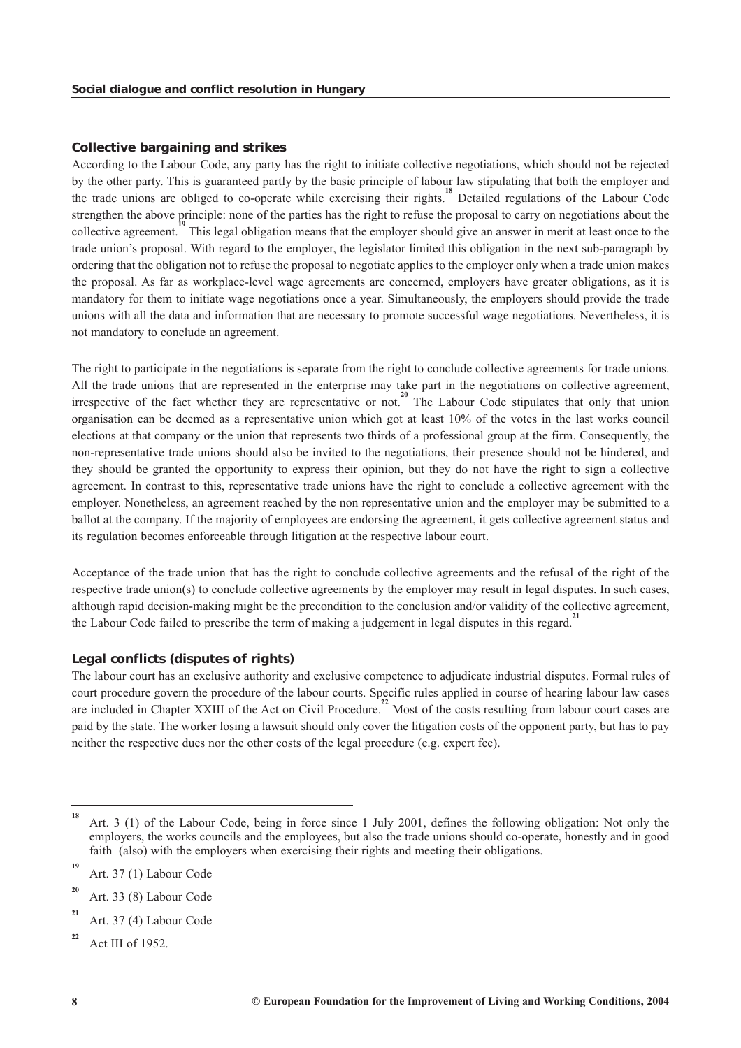## Collective bargaining and strikes

According to the Labour Code, any party has the right to initiate collective negotiations, which should not be rejected by the other party. This is guaranteed partly by the basic principle of labour law stipulating that both the employer and the trade unions are obliged to co-operate while exercising their rights.[18] Detailed regulations of the Labour Code strengthen the above principle: none of the parties has the right to refuse the proposal to carry on negotiations about the collective agreement.[19] This legal obligation means that the employer should give an answer in merit at least once to the trade union's proposal. With regard to the employer, the legislator limited this obligation in the next sub-paragraph by ordering that the obligation not to refuse the proposal to negotiate applies to the employer only when a trade union makes the proposal. As far as workplace-level wage agreements are concerned, employers have greater obligations, as it is mandatory for them to initiate wage negotiations once a year. Simultaneously, the employers should provide the trade unions with all the data and information that are necessary to promote successful wage negotiations. Nevertheless, it is not mandatory to conclude an agreement.

The right to participate in the negotiations is separate from the right to conclude collective agreements for trade unions. All the trade unions that are represented in the enterprise may take part in the negotiations on collective agreement, irrespective of the fact whether they are representative or not.[20] The Labour Code stipulates that only that union organisation can be deemed as a representative union which got at least 10% of the votes in the last works council elections at that company or the union that represents two thirds of a professional group at the firm. Consequently, the non-representative trade unions should also be invited to the negotiations, their presence should not be hindered, and they should be granted the opportunity to express their opinion, but they do not have the right to sign a collective agreement. In contrast to this, representative trade unions have the right to conclude a collective agreement with the employer. Nonetheless, an agreement reached by the non representative union and the employer may be submitted to a ballot at the company. If the majority of employees are endorsing the agreement, it gets collective agreement status and its regulation becomes enforceable through litigation at the respective labour court.

Acceptance of the trade union that has the right to conclude collective agreements and the refusal of the right of the respective trade union(s) to conclude collective agreements by the employer may result in legal disputes. In such cases, although rapid decision-making might be the precondition to the conclusion and/or validity of the collective agreement, the Labour Code failed to prescribe the term of making a judgement in legal disputes in this regard.[21]

## Legal conflicts (disputes of rights)

The labour court has an exclusive authority and exclusive competence to adjudicate industrial disputes. Formal rules of court procedure govern the procedure of the labour courts. Specific rules applied in course of hearing labour law cases are included in Chapter XXIII of the Act on Civil Procedure.[22] Most of the costs resulting from labour court cases are paid by the state. The worker losing a lawsuit should only cover the litigation costs of the opponent party, but has to pay neither the respective dues nor the other costs of the legal procedure (e.g. expert fee).

---

[18] Art. 3 (1) of the Labour Code, being in force since 1 July 2001, defines the following obligation: Not only the employers, the works councils and the employees, but also the trade unions should co-operate, honestly and in good faith (also) with the employers when exercising their rights and meeting their obligations.

[19] Art. 37 (1) Labour Code

[20] Art. 33 (8) Labour Code

[21] Art. 37 (4) Labour Code

[22] Act III of 1952.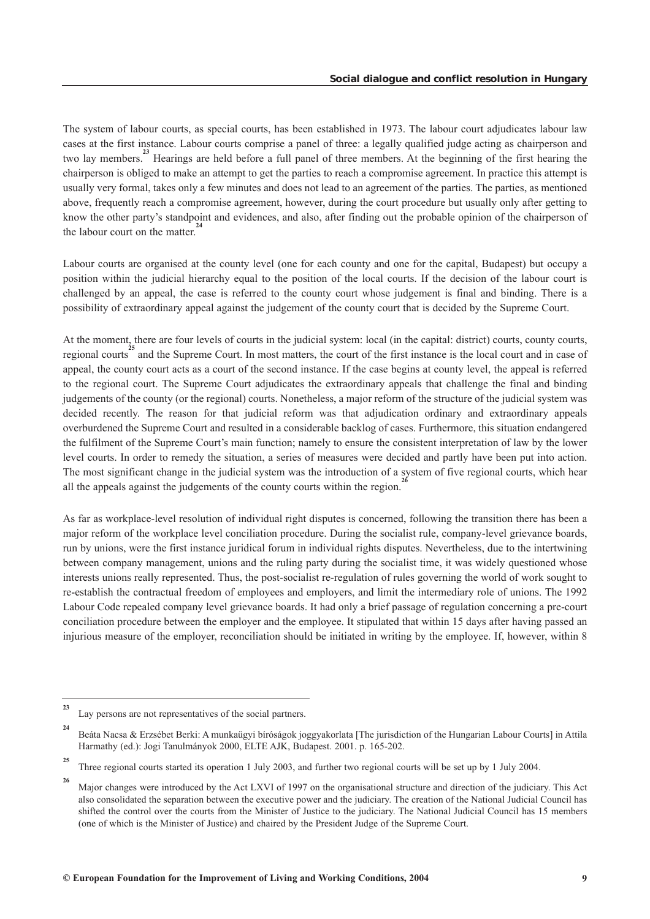The system of labour courts, as special courts, has been established in 1973. The labour court adjudicates labour law cases at the first instance. Labour courts comprise a panel of three: a legally qualified judge acting as chairperson and two lay members.[23] Hearings are held before a full panel of three members. At the beginning of the first hearing the chairperson is obliged to make an attempt to get the parties to reach a compromise agreement. In practice this attempt is usually very formal, takes only a few minutes and does not lead to an agreement of the parties. The parties, as mentioned above, frequently reach a compromise agreement, however, during the court procedure but usually only after getting to know the other party's standpoint and evidences, and also, after finding out the probable opinion of the chairperson of the labour court on the matter.[24]

Labour courts are organised at the county level (one for each county and one for the capital, Budapest) but occupy a position within the judicial hierarchy equal to the position of the local courts. If the decision of the labour court is challenged by an appeal, the case is referred to the county court whose judgement is final and binding. There is a possibility of extraordinary appeal against the judgement of the county court that is decided by the Supreme Court.

At the moment, there are four levels of courts in the judicial system: local (in the capital: district) courts, county courts, regional courts[25] and the Supreme Court. In most matters, the court of the first instance is the local court and in case of appeal, the county court acts as a court of the second instance. If the case begins at county level, the appeal is referred to the regional court. The Supreme Court adjudicates the extraordinary appeals that challenge the final and binding judgements of the county (or the regional) courts. Nonetheless, a major reform of the structure of the judicial system was decided recently. The reason for that judicial reform was that adjudication ordinary and extraordinary appeals overburdened the Supreme Court and resulted in a considerable backlog of cases. Furthermore, this situation endangered the fulfilment of the Supreme Court's main function; namely to ensure the consistent interpretation of law by the lower level courts. In order to remedy the situation, a series of measures were decided and partly have been put into action. The most significant change in the judicial system was the introduction of a system of five regional courts, which hear all the appeals against the judgements of the county courts within the region.[26]

As far as workplace-level resolution of individual right disputes is concerned, following the transition there has been a major reform of the workplace level conciliation procedure. During the socialist rule, company-level grievance boards, run by unions, were the first instance juridical forum in individual rights disputes. Nevertheless, due to the intertwining between company management, unions and the ruling party during the socialist time, it was widely questioned whose interests unions really represented. Thus, the post-socialist re-regulation of rules governing the world of work sought to re-establish the contractual freedom of employees and employers, and limit the intermediary role of unions. The 1992 Labour Code repealed company level grievance boards. It had only a brief passage of regulation concerning a pre-court conciliation procedure between the employer and the employee. It stipulated that within 15 days after having passed an injurious measure of the employer, reconciliation should be initiated in writing by the employee. If, however, within 8

---

[23] Lay persons are not representatives of the social partners.

[24] Beáta Nacsa & Erzsébet Berki: A munkaügyi bíróságok joggyakorlata [The jurisdiction of the Hungarian Labour Courts] in Attila Harmathy (ed.): Jogi Tanulmányok 2000, ELTE AJK, Budapest. 2001. p. 165-202.

[25] Three regional courts started its operation 1 July 2003, and further two regional courts will be set up by 1 July 2004.

[26] Major changes were introduced by the Act LXVI of 1997 on the organisational structure and direction of the judiciary. This Act also consolidated the separation between the executive power and the judiciary. The creation of the National Judicial Council has shifted the control over the courts from the Minister of Justice to the judiciary. The National Judicial Council has 15 members (one of which is the Minister of Justice) and chaired by the President Judge of the Supreme Court.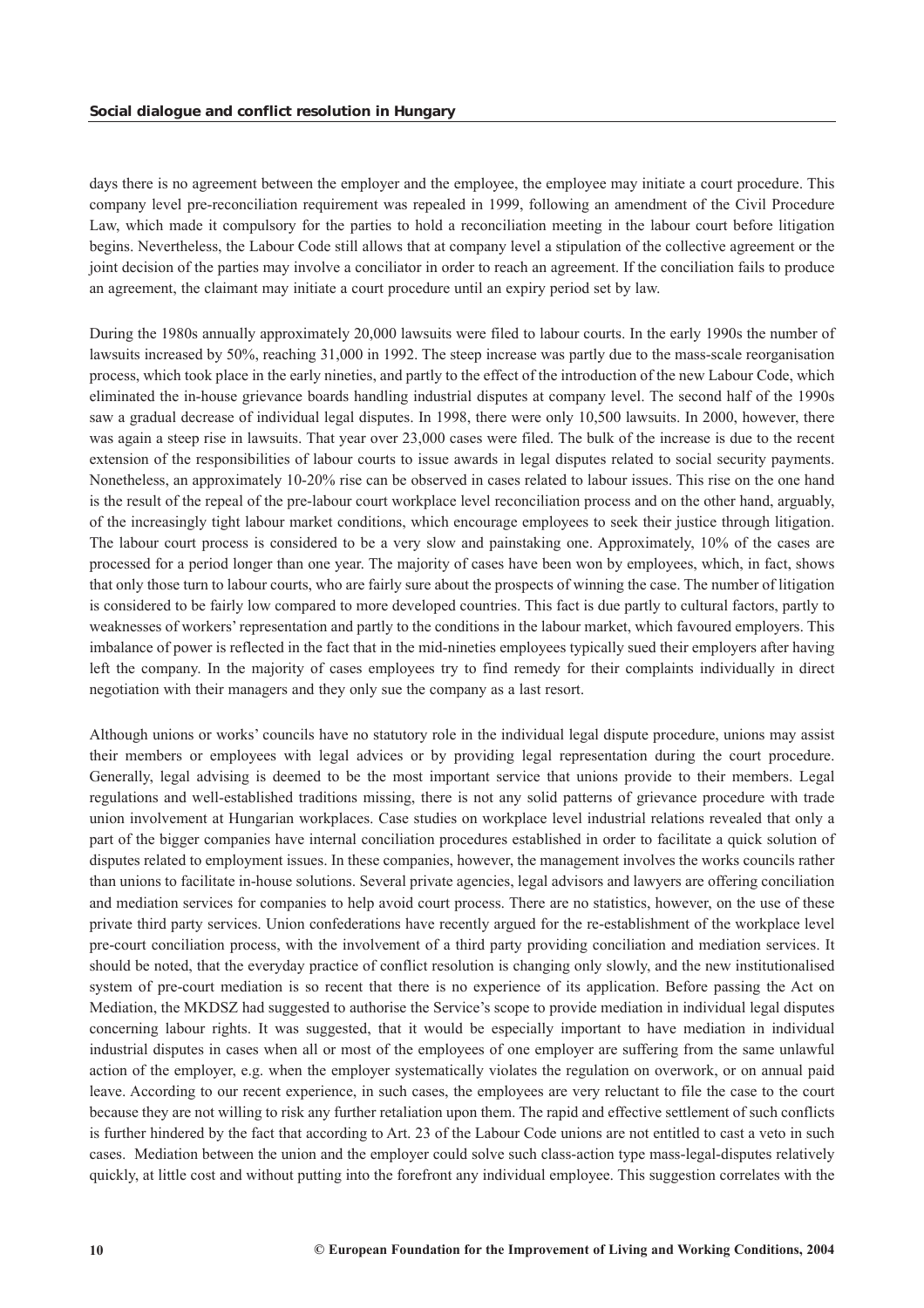days there is no agreement between the employer and the employee, the employee may initiate a court procedure. This company level pre-reconciliation requirement was repealed in 1999, following an amendment of the Civil Procedure Law, which made it compulsory for the parties to hold a reconciliation meeting in the labour court before litigation begins. Nevertheless, the Labour Code still allows that at company level a stipulation of the collective agreement or the joint decision of the parties may involve a conciliator in order to reach an agreement. If the conciliation fails to produce an agreement, the claimant may initiate a court procedure until an expiry period set by law.

During the 1980s annually approximately 20,000 lawsuits were filed to labour courts. In the early 1990s the number of lawsuits increased by 50%, reaching 31,000 in 1992. The steep increase was partly due to the mass-scale reorganisation process, which took place in the early nineties, and partly to the effect of the introduction of the new Labour Code, which eliminated the in-house grievance boards handling industrial disputes at company level. The second half of the 1990s saw a gradual decrease of individual legal disputes. In 1998, there were only 10,500 lawsuits. In 2000, however, there was again a steep rise in lawsuits. That year over 23,000 cases were filed. The bulk of the increase is due to the recent extension of the responsibilities of labour courts to issue awards in legal disputes related to social security payments. Nonetheless, an approximately 10-20% rise can be observed in cases related to labour issues. This rise on the one hand is the result of the repeal of the pre-labour court workplace level reconciliation process and on the other hand, arguably, of the increasingly tight labour market conditions, which encourage employees to seek their justice through litigation. The labour court process is considered to be a very slow and painstaking one. Approximately, 10% of the cases are processed for a period longer than one year. The majority of cases have been won by employees, which, in fact, shows that only those turn to labour courts, who are fairly sure about the prospects of winning the case. The number of litigation is considered to be fairly low compared to more developed countries. This fact is due partly to cultural factors, partly to weaknesses of workers' representation and partly to the conditions in the labour market, which favoured employers. This imbalance of power is reflected in the fact that in the mid-nineties employees typically sued their employers after having left the company. In the majority of cases employees try to find remedy for their complaints individually in direct negotiation with their managers and they only sue the company as a last resort.

Although unions or works' councils have no statutory role in the individual legal dispute procedure, unions may assist their members or employees with legal advices or by providing legal representation during the court procedure. Generally, legal advising is deemed to be the most important service that unions provide to their members. Legal regulations and well-established traditions missing, there is not any solid patterns of grievance procedure with trade union involvement at Hungarian workplaces. Case studies on workplace level industrial relations revealed that only a part of the bigger companies have internal conciliation procedures established in order to facilitate a quick solution of disputes related to employment issues. In these companies, however, the management involves the works councils rather than unions to facilitate in-house solutions. Several private agencies, legal advisors and lawyers are offering conciliation and mediation services for companies to help avoid court process. There are no statistics, however, on the use of these private third party services. Union confederations have recently argued for the re-establishment of the workplace level pre-court conciliation process, with the involvement of a third party providing conciliation and mediation services. It should be noted, that the everyday practice of conflict resolution is changing only slowly, and the new institutionalised system of pre-court mediation is so recent that there is no experience of its application. Before passing the Act on Mediation, the MKDSZ had suggested to authorise the Service's scope to provide mediation in individual legal disputes concerning labour rights. It was suggested, that it would be especially important to have mediation in individual industrial disputes in cases when all or most of the employees of one employer are suffering from the same unlawful action of the employer, e.g. when the employer systematically violates the regulation on overwork, or on annual paid leave. According to our recent experience, in such cases, the employees are very reluctant to file the case to the court because they are not willing to risk any further retaliation upon them. The rapid and effective settlement of such conflicts is further hindered by the fact that according to Art. 23 of the Labour Code unions are not entitled to cast a veto in such cases. Mediation between the union and the employer could solve such class-action type mass-legal-disputes relatively quickly, at little cost and without putting into the forefront any individual employee. This suggestion correlates with the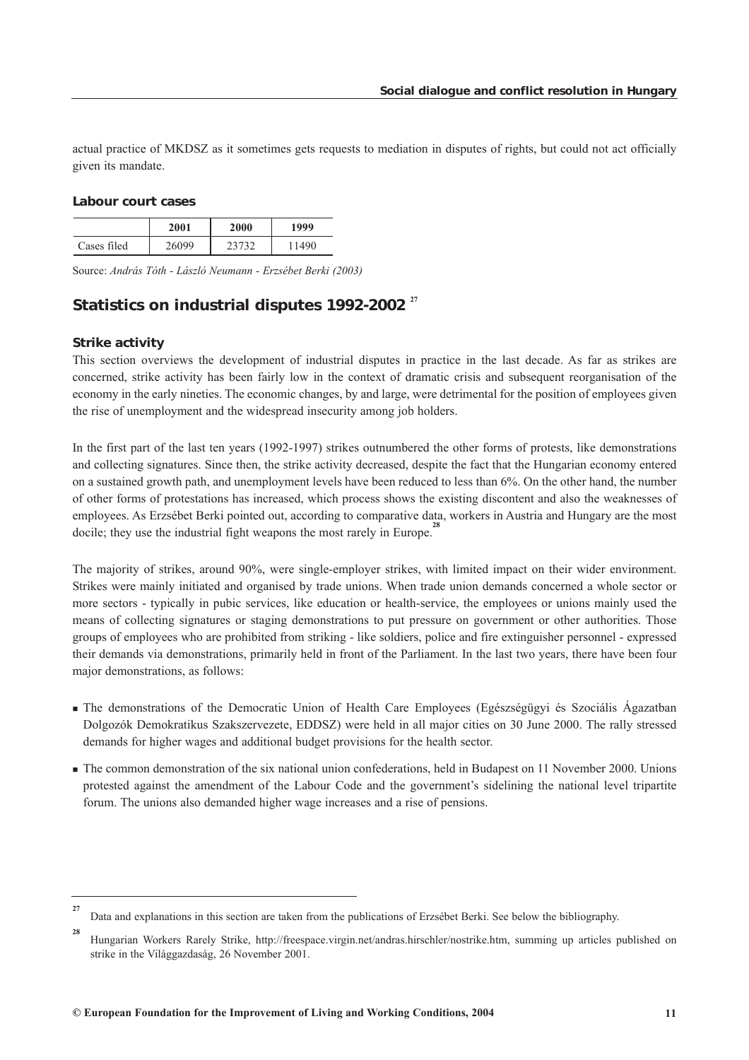actual practice of MKDSZ as it sometimes gets requests to mediation in disputes of rights, but could not act officially given its mandate.

### Labour court cases

| | 2001 | 2000 | 1999 |
|---|---|---|---|
| Cases filed | 26099 | 23732 | 11490 |

Source: *András Tóth - László Neumann - Erzsébet Berki (2003)*

## Statistics on industrial disputes 1992-2002 [27]

### Strike activity

This section overviews the development of industrial disputes in practice in the last decade. As far as strikes are concerned, strike activity has been fairly low in the context of dramatic crisis and subsequent reorganisation of the economy in the early nineties. The economic changes, by and large, were detrimental for the position of employees given the rise of unemployment and the widespread insecurity among job holders.

In the first part of the last ten years (1992-1997) strikes outnumbered the other forms of protests, like demonstrations and collecting signatures. Since then, the strike activity decreased, despite the fact that the Hungarian economy entered on a sustained growth path, and unemployment levels have been reduced to less than 6%. On the other hand, the number of other forms of protestations has increased, which process shows the existing discontent and also the weaknesses of employees. As Erzsébet Berki pointed out, according to comparative data, workers in Austria and Hungary are the most docile; they use the industrial fight weapons the most rarely in Europe.[28]

The majority of strikes, around 90%, were single-employer strikes, with limited impact on their wider environment. Strikes were mainly initiated and organised by trade unions. When trade union demands concerned a whole sector or more sectors - typically in pubic services, like education or health-service, the employees or unions mainly used the means of collecting signatures or staging demonstrations to put pressure on government or other authorities. Those groups of employees who are prohibited from striking - like soldiers, police and fire extinguisher personnel - expressed their demands via demonstrations, primarily held in front of the Parliament. In the last two years, there have been four major demonstrations, as follows:

- The demonstrations of the Democratic Union of Health Care Employees (Egészségügyi és Szociális Ágazatban Dolgozók Demokratikus Szakszervezete, EDDSZ) were held in all major cities on 30 June 2000. The rally stressed demands for higher wages and additional budget provisions for the health sector.
- The common demonstration of the six national union confederations, held in Budapest on 11 November 2000. Unions protested against the amendment of the Labour Code and the government's sidelining the national level tripartite forum. The unions also demanded higher wage increases and a rise of pensions.

---

[27] Data and explanations in this section are taken from the publications of Erzsébet Berki. See below the bibliography.

[28] Hungarian Workers Rarely Strike, http://freespace.virgin.net/andras.hirschler/nostrike.htm, summing up articles published on strike in the Világgazdaság, 26 November 2001.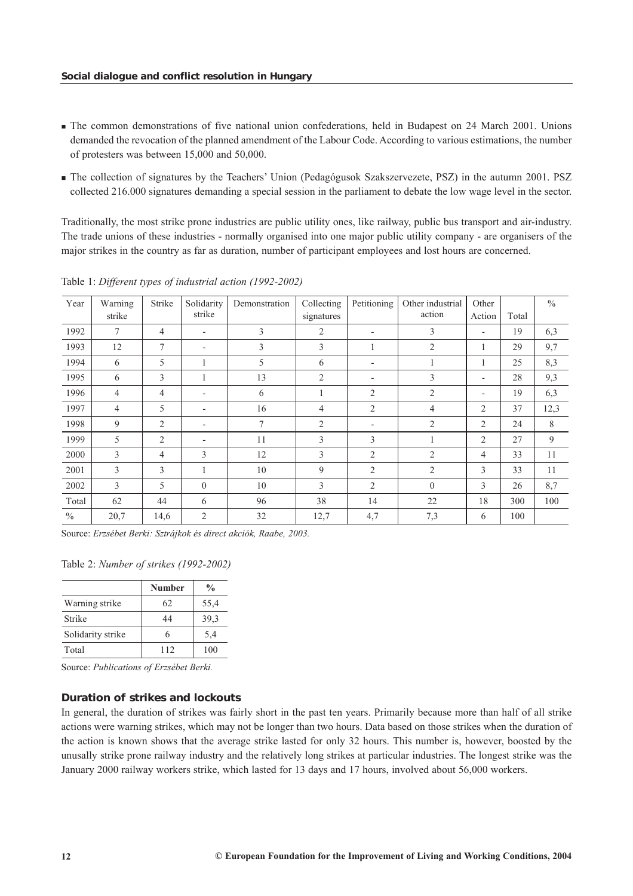- The common demonstrations of five national union confederations, held in Budapest on 24 March 2001. Unions demanded the revocation of the planned amendment of the Labour Code. According to various estimations, the number of protesters was between 15,000 and 50,000.
- The collection of signatures by the Teachers' Union (Pedagógusok Szakszervezete, PSZ) in the autumn 2001. PSZ collected 216.000 signatures demanding a special session in the parliament to debate the low wage level in the sector.

Traditionally, the most strike prone industries are public utility ones, like railway, public bus transport and air-industry. The trade unions of these industries - normally organised into one major public utility company - are organisers of the major strikes in the country as far as duration, number of participant employees and lost hours are concerned.

Table 1: *Different types of industrial action (1992-2002)*

| Year | Warning strike | Strike | Solidarity strike | Demonstration | Collecting signatures | Petitioning | Other industrial action | Other Action | Total | % |
|---|---|---|---|---|---|---|---|---|---|---|
| 1992 | 7 | 4 | - | 3 | 2 | - | 3 | - | 19 | 6,3 |
| 1993 | 12 | 7 | - | 3 | 3 | 1 | 2 | 1 | 29 | 9,7 |
| 1994 | 6 | 5 | 1 | 5 | 6 | - | 1 | 1 | 25 | 8,3 |
| 1995 | 6 | 3 | 1 | 13 | 2 | - | 3 | - | 28 | 9,3 |
| 1996 | 4 | 4 | - | 6 | 1 | 2 | 2 | - | 19 | 6,3 |
| 1997 | 4 | 5 | - | 16 | 4 | 2 | 4 | 2 | 37 | 12,3 |
| 1998 | 9 | 2 | - | 7 | 2 | - | 2 | 2 | 24 | 8 |
| 1999 | 5 | 2 | - | 11 | 3 | 3 | 1 | 2 | 27 | 9 |
| 2000 | 3 | 4 | 3 | 12 | 3 | 2 | 2 | 4 | 33 | 11 |
| 2001 | 3 | 3 | 1 | 10 | 9 | 2 | 2 | 3 | 33 | 11 |
| 2002 | 3 | 5 | 0 | 10 | 3 | 2 | 0 | 3 | 26 | 8,7 |
| Total | 62 | 44 | 6 | 96 | 38 | 14 | 22 | 18 | 300 | 100 |
| % | 20,7 | 14,6 | 2 | 32 | 12,7 | 4,7 | 7,3 | 6 | 100 | |

Source: *Erzsébet Berki: Sztrájkok és direct akciók, Raabe, 2003.*

Table 2: *Number of strikes (1992-2002)*

| | **Number** | **%** |
|---|---|---|
| Warning strike | 62 | 55,4 |
| Strike | 44 | 39,3 |
| Solidarity strike | 6 | 5,4 |
| Total | 112 | 100 |

Source: *Publications of Erzsébet Berki.*

### Duration of strikes and lockouts

In general, the duration of strikes was fairly short in the past ten years. Primarily because more than half of all strike actions were warning strikes, which may not be longer than two hours. Data based on those strikes when the duration of the action is known shows that the average strike lasted for only 32 hours. This number is, however, boosted by the unusally strike prone railway industry and the relatively long strikes at particular industries. The longest strike was the January 2000 railway workers strike, which lasted for 13 days and 17 hours, involved about 56,000 workers.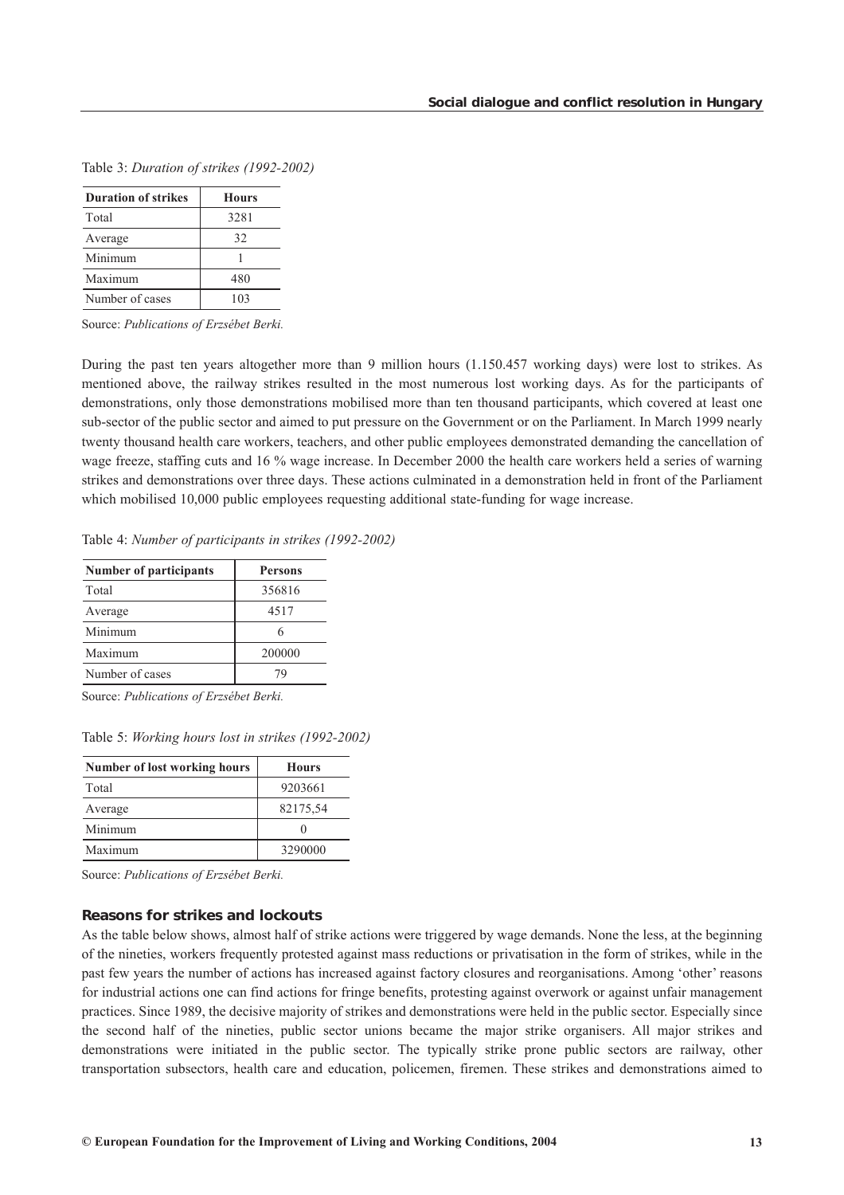Table 3: *Duration of strikes (1992-2002)*

| Duration of strikes | Hours |
|---|---|
| Total | 3281 |
| Average | 32 |
| Minimum | 1 |
| Maximum | 480 |
| Number of cases | 103 |

Source: *Publications of Erzsébet Berki.*

During the past ten years altogether more than 9 million hours (1.150.457 working days) were lost to strikes. As mentioned above, the railway strikes resulted in the most numerous lost working days. As for the participants of demonstrations, only those demonstrations mobilised more than ten thousand participants, which covered at least one sub-sector of the public sector and aimed to put pressure on the Government or on the Parliament. In March 1999 nearly twenty thousand health care workers, teachers, and other public employees demonstrated demanding the cancellation of wage freeze, staffing cuts and 16 % wage increase. In December 2000 the health care workers held a series of warning strikes and demonstrations over three days. These actions culminated in a demonstration held in front of the Parliament which mobilised 10,000 public employees requesting additional state-funding for wage increase.

Table 4: *Number of participants in strikes (1992-2002)*

| Number of participants | Persons |
|---|---|
| Total | 356816 |
| Average | 4517 |
| Minimum | 6 |
| Maximum | 200000 |
| Number of cases | 79 |

Source: *Publications of Erzsébet Berki.*

Table 5: *Working hours lost in strikes (1992-2002)*

| Number of lost working hours | Hours |
|---|---|
| Total | 9203661 |
| Average | 82175,54 |
| Minimum | 0 |
| Maximum | 3290000 |

Source: *Publications of Erzsébet Berki.*

### Reasons for strikes and lockouts

As the table below shows, almost half of strike actions were triggered by wage demands. None the less, at the beginning of the nineties, workers frequently protested against mass reductions or privatisation in the form of strikes, while in the past few years the number of actions has increased against factory closures and reorganisations. Among 'other' reasons for industrial actions one can find actions for fringe benefits, protesting against overwork or against unfair management practices. Since 1989, the decisive majority of strikes and demonstrations were held in the public sector. Especially since the second half of the nineties, public sector unions became the major strike organisers. All major strikes and demonstrations were initiated in the public sector. The typically strike prone public sectors are railway, other transportation subsectors, health care and education, policemen, firemen. These strikes and demonstrations aimed to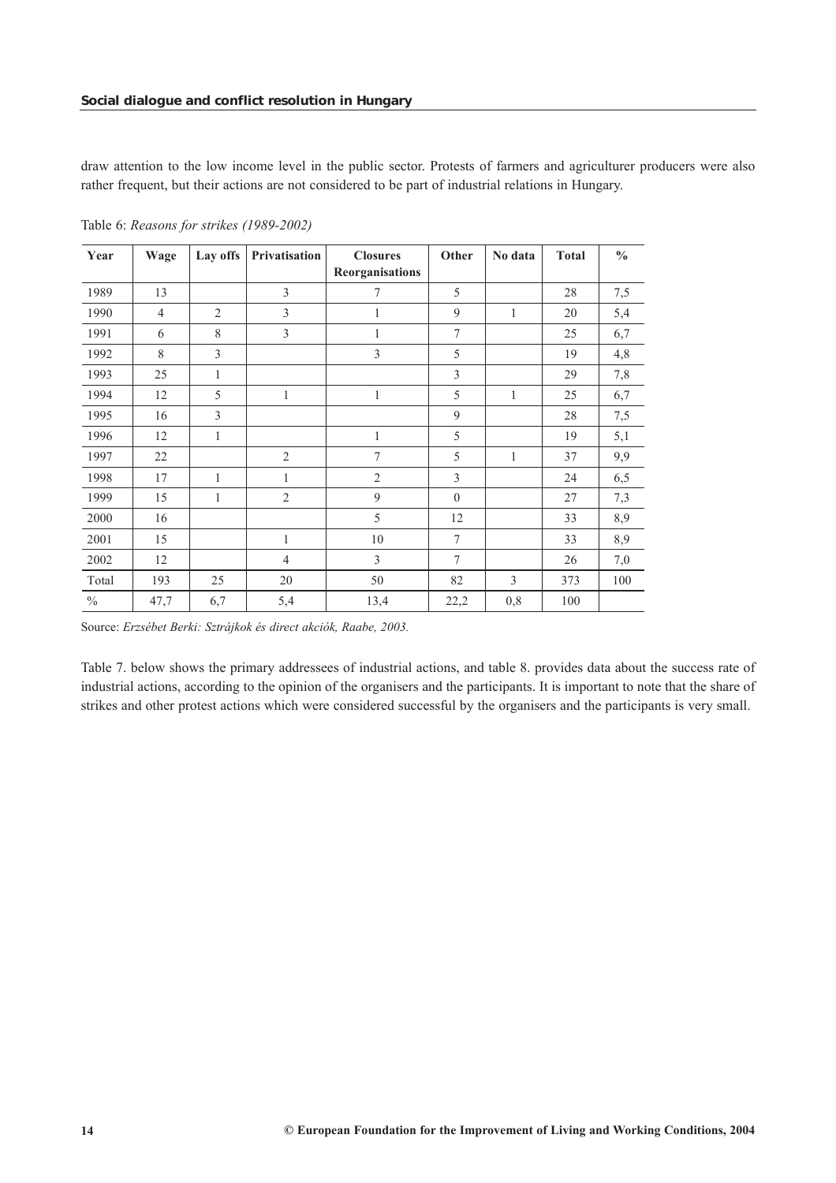draw attention to the low income level in the public sector. Protests of farmers and agriculturer producers were also rather frequent, but their actions are not considered to be part of industrial relations in Hungary.

Table 6: *Reasons for strikes (1989-2002)*

| Year | Wage | Lay offs | Privatisation | Closures Reorganisations | Other | No data | Total | % |
|---|---|---|---|---|---|---|---|---|
| 1989 | 13 | | 3 | 7 | 5 | | 28 | 7,5 |
| 1990 | 4 | 2 | 3 | 1 | 9 | 1 | 20 | 5,4 |
| 1991 | 6 | 8 | 3 | 1 | 7 | | 25 | 6,7 |
| 1992 | 8 | 3 | | 3 | 5 | | 19 | 4,8 |
| 1993 | 25 | 1 | | | 3 | | 29 | 7,8 |
| 1994 | 12 | 5 | 1 | 1 | 5 | 1 | 25 | 6,7 |
| 1995 | 16 | 3 | | | 9 | | 28 | 7,5 |
| 1996 | 12 | 1 | | 1 | 5 | | 19 | 5,1 |
| 1997 | 22 | | 2 | 7 | 5 | 1 | 37 | 9,9 |
| 1998 | 17 | 1 | 1 | 2 | 3 | | 24 | 6,5 |
| 1999 | 15 | 1 | 2 | 9 | 0 | | 27 | 7,3 |
| 2000 | 16 | | | 5 | 12 | | 33 | 8,9 |
| 2001 | 15 | | 1 | 10 | 7 | | 33 | 8,9 |
| 2002 | 12 | | 4 | 3 | 7 | | 26 | 7,0 |
| Total | 193 | 25 | 20 | 50 | 82 | 3 | 373 | 100 |
| % | 47,7 | 6,7 | 5,4 | 13,4 | 22,2 | 0,8 | 100 | |

Source: *Erzsébet Berki: Sztrájkok és direct akciók, Raabe, 2003.*

Table 7. below shows the primary addressees of industrial actions, and table 8. provides data about the success rate of industrial actions, according to the opinion of the organisers and the participants. It is important to note that the share of strikes and other protest actions which were considered successful by the organisers and the participants is very small.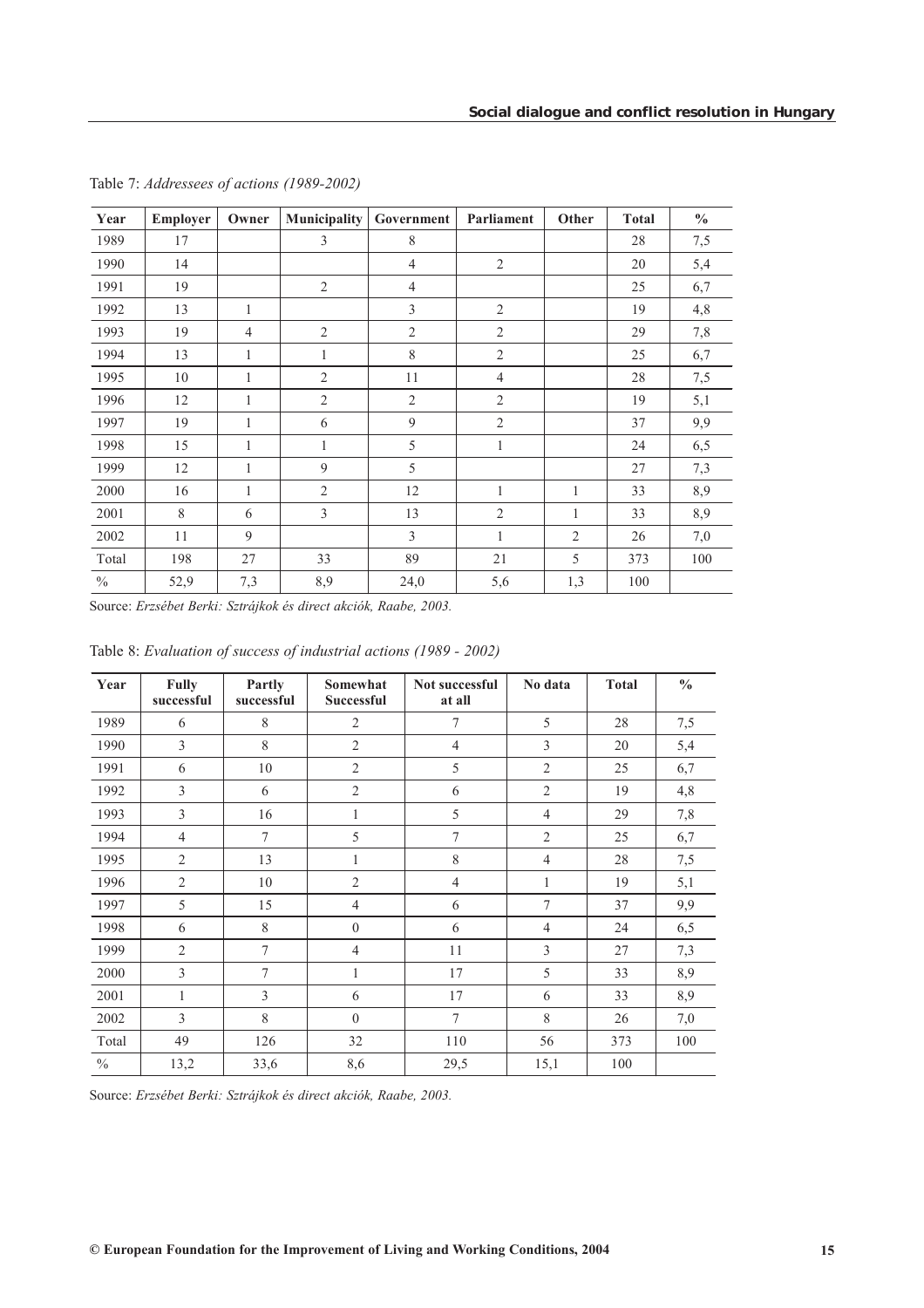Table 7: *Addressees of actions (1989-2002)*

| Year | Employer | Owner | Municipality | Government | Parliament | Other | Total | % |
|---|---|---|---|---|---|---|---|---|
| 1989 | 17 | | 3 | 8 | | | 28 | 7,5 |
| 1990 | 14 | | | 4 | 2 | | 20 | 5,4 |
| 1991 | 19 | | 2 | 4 | | | 25 | 6,7 |
| 1992 | 13 | 1 | | 3 | 2 | | 19 | 4,8 |
| 1993 | 19 | 4 | 2 | 2 | 2 | | 29 | 7,8 |
| 1994 | 13 | 1 | 1 | 8 | 2 | | 25 | 6,7 |
| 1995 | 10 | 1 | 2 | 11 | 4 | | 28 | 7,5 |
| 1996 | 12 | 1 | 2 | 2 | 2 | | 19 | 5,1 |
| 1997 | 19 | 1 | 6 | 9 | 2 | | 37 | 9,9 |
| 1998 | 15 | 1 | 1 | 5 | 1 | | 24 | 6,5 |
| 1999 | 12 | 1 | 9 | 5 | | | 27 | 7,3 |
| 2000 | 16 | 1 | 2 | 12 | 1 | 1 | 33 | 8,9 |
| 2001 | 8 | 6 | 3 | 13 | 2 | 1 | 33 | 8,9 |
| 2002 | 11 | 9 | | 3 | 1 | 2 | 26 | 7,0 |
| Total | 198 | 27 | 33 | 89 | 21 | 5 | 373 | 100 |
| % | 52,9 | 7,3 | 8,9 | 24,0 | 5,6 | 1,3 | 100 | |

Source: *Erzsébet Berki: Sztrájkok és direct akciók, Raabe, 2003.*

Table 8: *Evaluation of success of industrial actions (1989 - 2002)*

| Year | Fully successful | Partly successful | Somewhat Successful | Not successful at all | No data | Total | % |
|---|---|---|---|---|---|---|---|
| 1989 | 6 | 8 | 2 | 7 | 5 | 28 | 7,5 |
| 1990 | 3 | 8 | 2 | 4 | 3 | 20 | 5,4 |
| 1991 | 6 | 10 | 2 | 5 | 2 | 25 | 6,7 |
| 1992 | 3 | 6 | 2 | 6 | 2 | 19 | 4,8 |
| 1993 | 3 | 16 | 1 | 5 | 4 | 29 | 7,8 |
| 1994 | 4 | 7 | 5 | 7 | 2 | 25 | 6,7 |
| 1995 | 2 | 13 | 1 | 8 | 4 | 28 | 7,5 |
| 1996 | 2 | 10 | 2 | 4 | 1 | 19 | 5,1 |
| 1997 | 5 | 15 | 4 | 6 | 7 | 37 | 9,9 |
| 1998 | 6 | 8 | 0 | 6 | 4 | 24 | 6,5 |
| 1999 | 2 | 7 | 4 | 11 | 3 | 27 | 7,3 |
| 2000 | 3 | 7 | 1 | 17 | 5 | 33 | 8,9 |
| 2001 | 1 | 3 | 6 | 17 | 6 | 33 | 8,9 |
| 2002 | 3 | 8 | 0 | 7 | 8 | 26 | 7,0 |
| Total | 49 | 126 | 32 | 110 | 56 | 373 | 100 |
| % | 13,2 | 33,6 | 8,6 | 29,5 | 15,1 | 100 | |

Source: *Erzsébet Berki: Sztrájkok és direct akciók, Raabe, 2003.*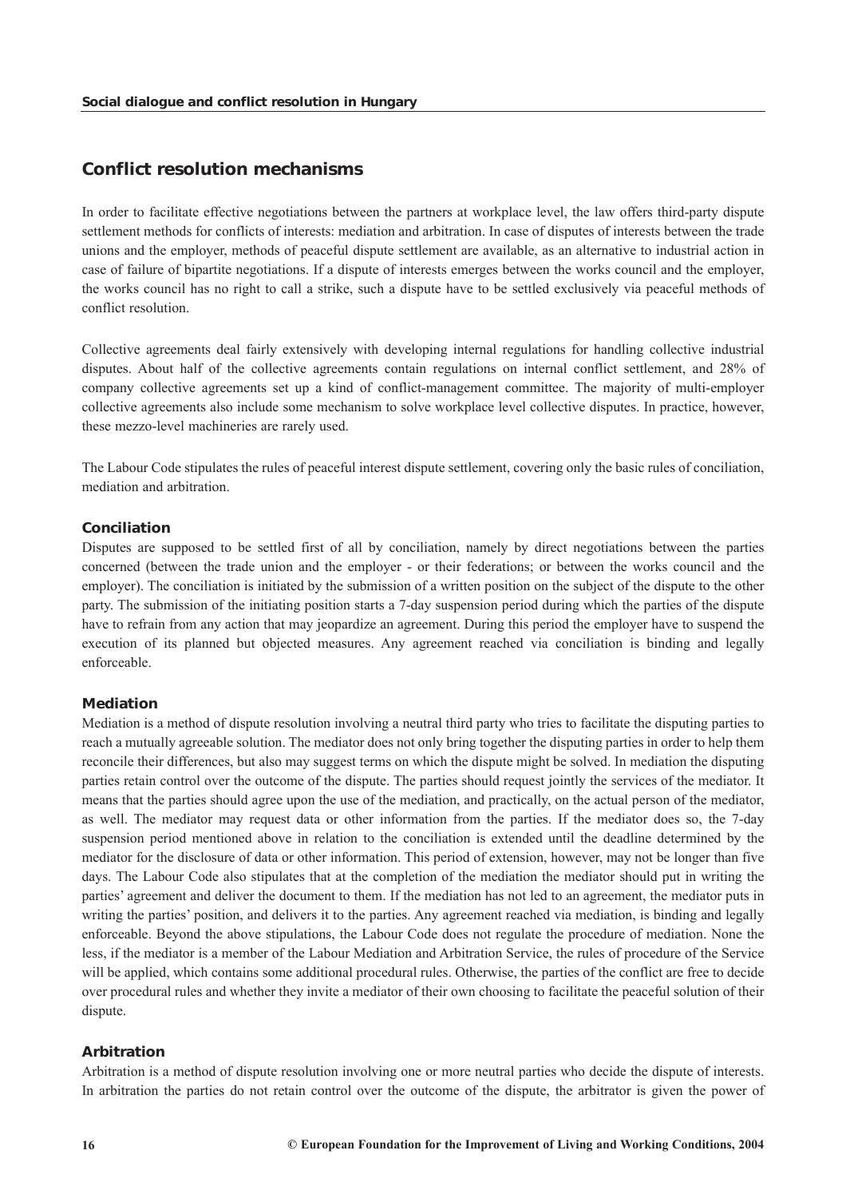## Conflict resolution mechanisms

In order to facilitate effective negotiations between the partners at workplace level, the law offers third-party dispute settlement methods for conflicts of interests: mediation and arbitration. In case of disputes of interests between the trade unions and the employer, methods of peaceful dispute settlement are available, as an alternative to industrial action in case of failure of bipartite negotiations. If a dispute of interests emerges between the works council and the employer, the works council has no right to call a strike, such a dispute have to be settled exclusively via peaceful methods of conflict resolution.

Collective agreements deal fairly extensively with developing internal regulations for handling collective industrial disputes. About half of the collective agreements contain regulations on internal conflict settlement, and 28% of company collective agreements set up a kind of conflict-management committee. The majority of multi-employer collective agreements also include some mechanism to solve workplace level collective disputes. In practice, however, these mezzo-level machineries are rarely used.

The Labour Code stipulates the rules of peaceful interest dispute settlement, covering only the basic rules of conciliation, mediation and arbitration.

### Conciliation

Disputes are supposed to be settled first of all by conciliation, namely by direct negotiations between the parties concerned (between the trade union and the employer - or their federations; or between the works council and the employer). The conciliation is initiated by the submission of a written position on the subject of the dispute to the other party. The submission of the initiating position starts a 7-day suspension period during which the parties of the dispute have to refrain from any action that may jeopardize an agreement. During this period the employer have to suspend the execution of its planned but objected measures. Any agreement reached via conciliation is binding and legally enforceable.

### Mediation

Mediation is a method of dispute resolution involving a neutral third party who tries to facilitate the disputing parties to reach a mutually agreeable solution. The mediator does not only bring together the disputing parties in order to help them reconcile their differences, but also may suggest terms on which the dispute might be solved. In mediation the disputing parties retain control over the outcome of the dispute. The parties should request jointly the services of the mediator. It means that the parties should agree upon the use of the mediation, and practically, on the actual person of the mediator, as well. The mediator may request data or other information from the parties. If the mediator does so, the 7-day suspension period mentioned above in relation to the conciliation is extended until the deadline determined by the mediator for the disclosure of data or other information. This period of extension, however, may not be longer than five days. The Labour Code also stipulates that at the completion of the mediation the mediator should put in writing the parties' agreement and deliver the document to them. If the mediation has not led to an agreement, the mediator puts in writing the parties' position, and delivers it to the parties. Any agreement reached via mediation, is binding and legally enforceable. Beyond the above stipulations, the Labour Code does not regulate the procedure of mediation. None the less, if the mediator is a member of the Labour Mediation and Arbitration Service, the rules of procedure of the Service will be applied, which contains some additional procedural rules. Otherwise, the parties of the conflict are free to decide over procedural rules and whether they invite a mediator of their own choosing to facilitate the peaceful solution of their dispute.

### Arbitration

Arbitration is a method of dispute resolution involving one or more neutral parties who decide the dispute of interests. In arbitration the parties do not retain control over the outcome of the dispute, the arbitrator is given the power of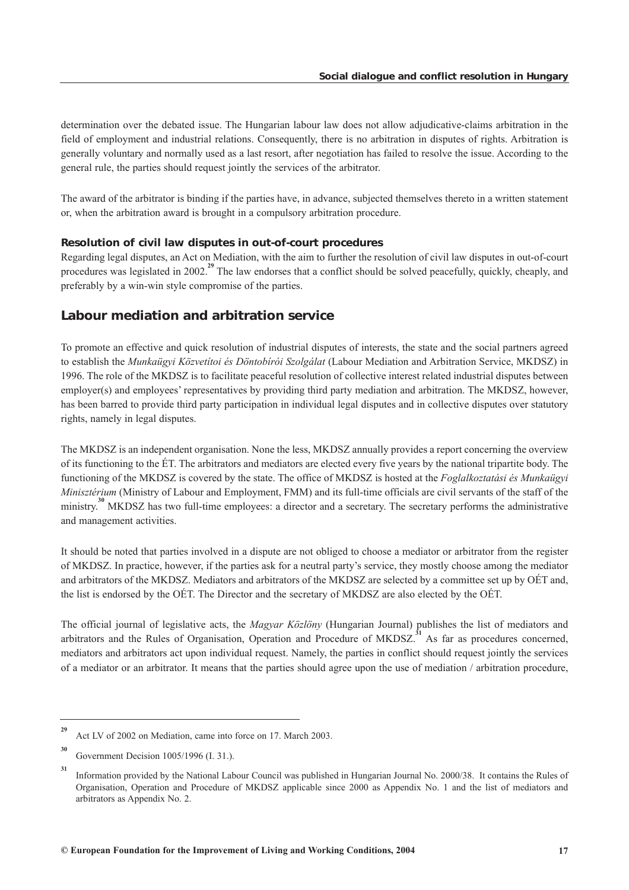determination over the debated issue. The Hungarian labour law does not allow adjudicative-claims arbitration in the field of employment and industrial relations. Consequently, there is no arbitration in disputes of rights. Arbitration is generally voluntary and normally used as a last resort, after negotiation has failed to resolve the issue. According to the general rule, the parties should request jointly the services of the arbitrator.

The award of the arbitrator is binding if the parties have, in advance, subjected themselves thereto in a written statement or, when the arbitration award is brought in a compulsory arbitration procedure.

### Resolution of civil law disputes in out-of-court procedures

Regarding legal disputes, an Act on Mediation, with the aim to further the resolution of civil law disputes in out-of-court procedures was legislated in 2002.[29] The law endorses that a conflict should be solved peacefully, quickly, cheaply, and preferably by a win-win style compromise of the parties.

## Labour mediation and arbitration service

To promote an effective and quick resolution of industrial disputes of interests, the state and the social partners agreed to establish the *Munkaügyi Közvetítoi és Döntobírói Szolgálat* (Labour Mediation and Arbitration Service, MKDSZ) in 1996. The role of the MKDSZ is to facilitate peaceful resolution of collective interest related industrial disputes between employer(s) and employees' representatives by providing third party mediation and arbitration. The MKDSZ, however, has been barred to provide third party participation in individual legal disputes and in collective disputes over statutory rights, namely in legal disputes.

The MKDSZ is an independent organisation. None the less, MKDSZ annually provides a report concerning the overview of its functioning to the ÉT. The arbitrators and mediators are elected every five years by the national tripartite body. The functioning of the MKDSZ is covered by the state. The office of MKDSZ is hosted at the *Foglalkoztatási és Munkaügyi Minisztérium* (Ministry of Labour and Employment, FMM) and its full-time officials are civil servants of the staff of the ministry.[30] MKDSZ has two full-time employees: a director and a secretary. The secretary performs the administrative and management activities.

It should be noted that parties involved in a dispute are not obliged to choose a mediator or arbitrator from the register of MKDSZ. In practice, however, if the parties ask for a neutral party's service, they mostly choose among the mediator and arbitrators of the MKDSZ. Mediators and arbitrators of the MKDSZ are selected by a committee set up by OÉT and, the list is endorsed by the OÉT. The Director and the secretary of MKDSZ are also elected by the OÉT.

The official journal of legislative acts, the *Magyar Közlöny* (Hungarian Journal) publishes the list of mediators and arbitrators and the Rules of Organisation, Operation and Procedure of MKDSZ.[31] As far as procedures concerned, mediators and arbitrators act upon individual request. Namely, the parties in conflict should request jointly the services of a mediator or an arbitrator. It means that the parties should agree upon the use of mediation / arbitration procedure,

---

[29] Act LV of 2002 on Mediation, came into force on 17. March 2003.

[30] Government Decision 1005/1996 (I. 31.).

[31] Information provided by the National Labour Council was published in Hungarian Journal No. 2000/38. It contains the Rules of Organisation, Operation and Procedure of MKDSZ applicable since 2000 as Appendix No. 1 and the list of mediators and arbitrators as Appendix No. 2.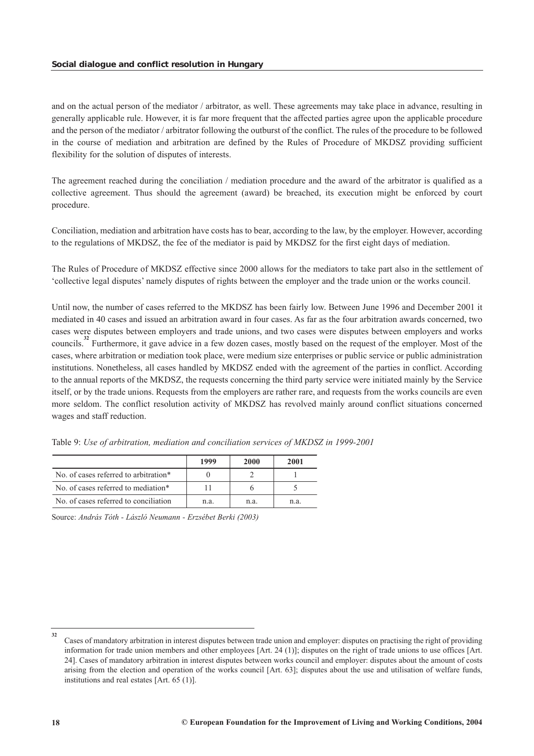and on the actual person of the mediator / arbitrator, as well. These agreements may take place in advance, resulting in generally applicable rule. However, it is far more frequent that the affected parties agree upon the applicable procedure and the person of the mediator / arbitrator following the outburst of the conflict. The rules of the procedure to be followed in the course of mediation and arbitration are defined by the Rules of Procedure of MKDSZ providing sufficient flexibility for the solution of disputes of interests.

The agreement reached during the conciliation / mediation procedure and the award of the arbitrator is qualified as a collective agreement. Thus should the agreement (award) be breached, its execution might be enforced by court procedure.

Conciliation, mediation and arbitration have costs has to bear, according to the law, by the employer. However, according to the regulations of MKDSZ, the fee of the mediator is paid by MKDSZ for the first eight days of mediation.

The Rules of Procedure of MKDSZ effective since 2000 allows for the mediators to take part also in the settlement of 'collective legal disputes' namely disputes of rights between the employer and the trade union or the works council.

Until now, the number of cases referred to the MKDSZ has been fairly low. Between June 1996 and December 2001 it mediated in 40 cases and issued an arbitration award in four cases. As far as the four arbitration awards concerned, two cases were disputes between employers and trade unions, and two cases were disputes between employers and works councils.[32] Furthermore, it gave advice in a few dozen cases, mostly based on the request of the employer. Most of the cases, where arbitration or mediation took place, were medium size enterprises or public service or public administration institutions. Nonetheless, all cases handled by MKDSZ ended with the agreement of the parties in conflict. According to the annual reports of the MKDSZ, the requests concerning the third party service were initiated mainly by the Service itself, or by the trade unions. Requests from the employers are rather rare, and requests from the works councils are even more seldom. The conflict resolution activity of MKDSZ has revolved mainly around conflict situations concerned wages and staff reduction.

Table 9: *Use of arbitration, mediation and conciliation services of MKDSZ in 1999-2001*

| | 1999 | 2000 | 2001 |
|---|---|---|---|
| No. of cases referred to arbitration* | 0 | 2 | 1 |
| No. of cases referred to mediation* | 11 | 6 | 5 |
| No. of cases referred to conciliation | n.a. | n.a. | n.a. |

Source: *András Tóth - László Neumann - Erzsébet Berki (2003)*

---

[32] Cases of mandatory arbitration in interest disputes between trade union and employer: disputes on practising the right of providing information for trade union members and other employees [Art. 24 (1)]; disputes on the right of trade unions to use offices [Art. 24]. Cases of mandatory arbitration in interest disputes between works council and employer: disputes about the amount of costs arising from the election and operation of the works council [Art. 63]; disputes about the use and utilisation of welfare funds, institutions and real estates [Art. 65 (1)].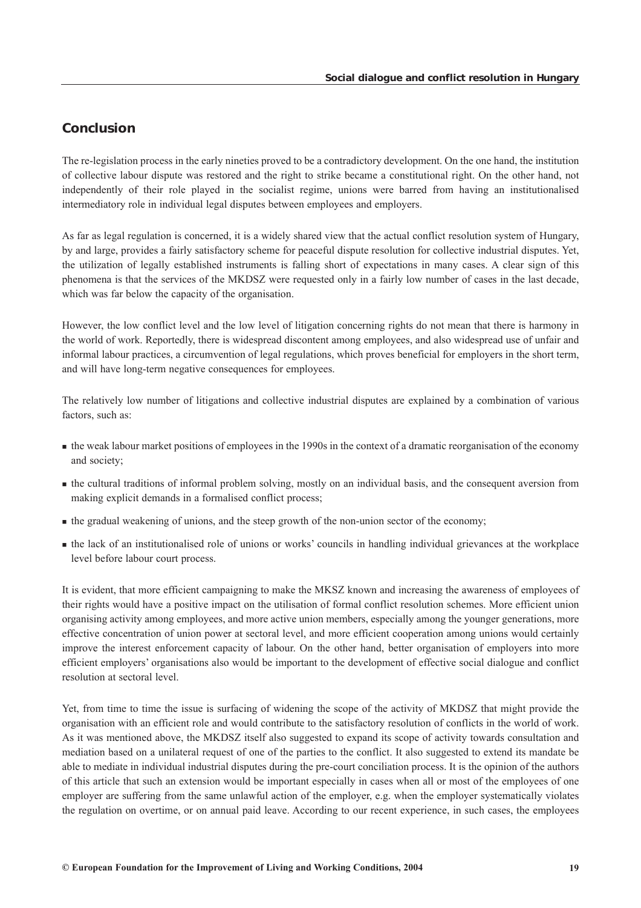## Conclusion

The re-legislation process in the early nineties proved to be a contradictory development. On the one hand, the institution of collective labour dispute was restored and the right to strike became a constitutional right. On the other hand, not independently of their role played in the socialist regime, unions were barred from having an institutionalised intermediatory role in individual legal disputes between employees and employers.

As far as legal regulation is concerned, it is a widely shared view that the actual conflict resolution system of Hungary, by and large, provides a fairly satisfactory scheme for peaceful dispute resolution for collective industrial disputes. Yet, the utilization of legally established instruments is falling short of expectations in many cases. A clear sign of this phenomena is that the services of the MKDSZ were requested only in a fairly low number of cases in the last decade, which was far below the capacity of the organisation.

However, the low conflict level and the low level of litigation concerning rights do not mean that there is harmony in the world of work. Reportedly, there is widespread discontent among employees, and also widespread use of unfair and informal labour practices, a circumvention of legal regulations, which proves beneficial for employers in the short term, and will have long-term negative consequences for employees.

The relatively low number of litigations and collective industrial disputes are explained by a combination of various factors, such as:

- the weak labour market positions of employees in the 1990s in the context of a dramatic reorganisation of the economy and society;
- the cultural traditions of informal problem solving, mostly on an individual basis, and the consequent aversion from making explicit demands in a formalised conflict process;
- the gradual weakening of unions, and the steep growth of the non-union sector of the economy;
- the lack of an institutionalised role of unions or works' councils in handling individual grievances at the workplace level before labour court process.

It is evident, that more efficient campaigning to make the MKSZ known and increasing the awareness of employees of their rights would have a positive impact on the utilisation of formal conflict resolution schemes. More efficient union organising activity among employees, and more active union members, especially among the younger generations, more effective concentration of union power at sectoral level, and more efficient cooperation among unions would certainly improve the interest enforcement capacity of labour. On the other hand, better organisation of employers into more efficient employers' organisations also would be important to the development of effective social dialogue and conflict resolution at sectoral level.

Yet, from time to time the issue is surfacing of widening the scope of the activity of MKDSZ that might provide the organisation with an efficient role and would contribute to the satisfactory resolution of conflicts in the world of work. As it was mentioned above, the MKDSZ itself also suggested to expand its scope of activity towards consultation and mediation based on a unilateral request of one of the parties to the conflict. It also suggested to extend its mandate be able to mediate in individual industrial disputes during the pre-court conciliation process. It is the opinion of the authors of this article that such an extension would be important especially in cases when all or most of the employees of one employer are suffering from the same unlawful action of the employer, e.g. when the employer systematically violates the regulation on overtime, or on annual paid leave. According to our recent experience, in such cases, the employees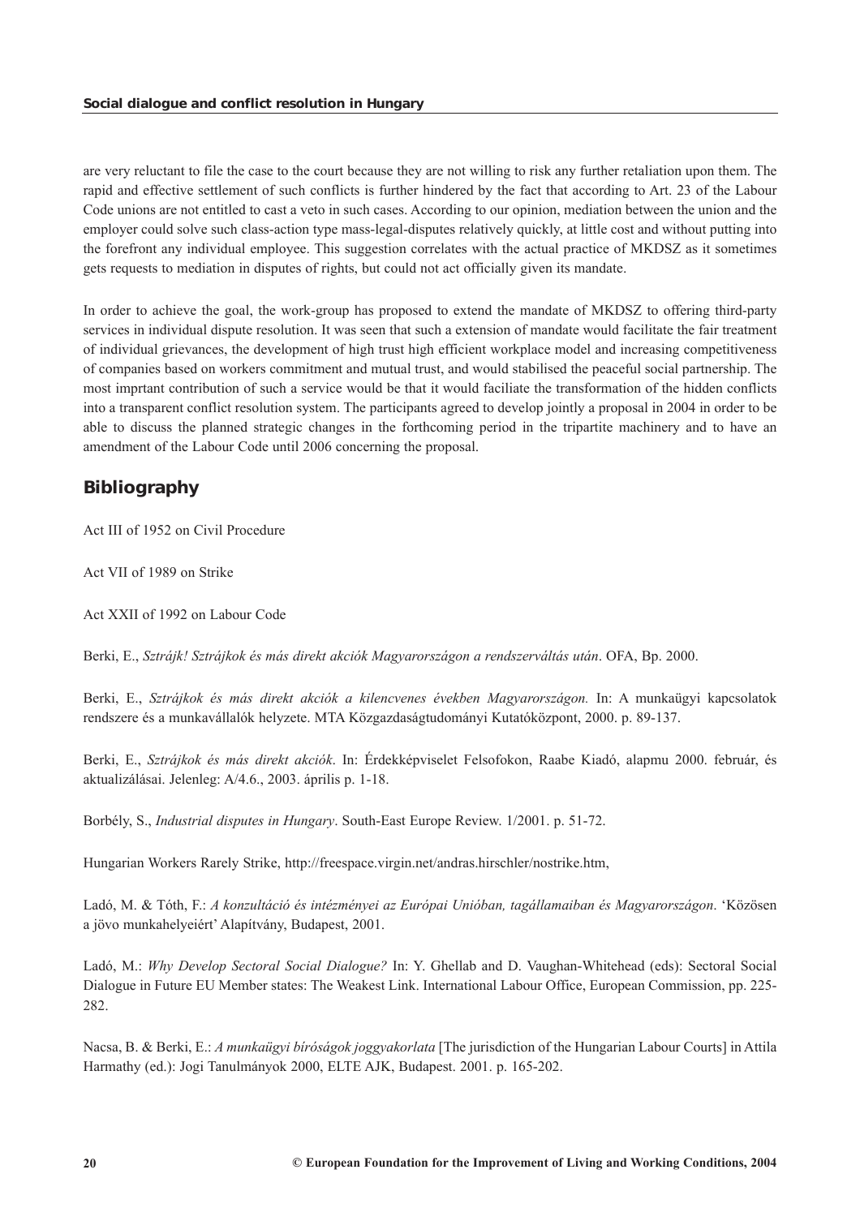are very reluctant to file the case to the court because they are not willing to risk any further retaliation upon them. The rapid and effective settlement of such conflicts is further hindered by the fact that according to Art. 23 of the Labour Code unions are not entitled to cast a veto in such cases. According to our opinion, mediation between the union and the employer could solve such class-action type mass-legal-disputes relatively quickly, at little cost and without putting into the forefront any individual employee. This suggestion correlates with the actual practice of MKDSZ as it sometimes gets requests to mediation in disputes of rights, but could not act officially given its mandate.

In order to achieve the goal, the work-group has proposed to extend the mandate of MKDSZ to offering third-party services in individual dispute resolution. It was seen that such a extension of mandate would facilitate the fair treatment of individual grievances, the development of high trust high efficient workplace model and increasing competitiveness of companies based on workers commitment and mutual trust, and would stabilised the peaceful social partnership. The most imprtant contribution of such a service would be that it would faciliate the transformation of the hidden conflicts into a transparent conflict resolution system. The participants agreed to develop jointly a proposal in 2004 in order to be able to discuss the planned strategic changes in the forthcoming period in the tripartite machinery and to have an amendment of the Labour Code until 2006 concerning the proposal.

## Bibliography

Act III of 1952 on Civil Procedure

Act VII of 1989 on Strike

Act XXII of 1992 on Labour Code

Berki, E., *Sztrájk! Sztrájkok és más direkt akciók Magyarországon a rendszerváltás után*. OFA, Bp. 2000.

Berki, E., *Sztrájkok és más direkt akciók a kilencvenes években Magyarországon.* In: A munkaügyi kapcsolatok rendszere és a munkavállalók helyzete. MTA Közgazdaságtudományi Kutatóközpont, 2000. p. 89-137.

Berki, E., *Sztrájkok és más direkt akciók*. In: Érdekképviselet Felsofokon, Raabe Kiadó, alapmu 2000. február, és aktualizálásai. Jelenleg: A/4.6., 2003. április p. 1-18.

Borbély, S., *Industrial disputes in Hungary*. South-East Europe Review. 1/2001. p. 51-72.

Hungarian Workers Rarely Strike, http://freespace.virgin.net/andras.hirschler/nostrike.htm,

Ladó, M. & Tóth, F.: *A konzultáció és intézményei az Európai Unióban, tagállamaiban és Magyarországon*. 'Közösen a jövo munkahelyeiért' Alapítvány, Budapest, 2001.

Ladó, M.: *Why Develop Sectoral Social Dialogue?* In: Y. Ghellab and D. Vaughan-Whitehead (eds): Sectoral Social Dialogue in Future EU Member states: The Weakest Link. International Labour Office, European Commission, pp. 225-282.

Nacsa, B. & Berki, E.: *A munkaügyi bíróságok joggyakorlata* [The jurisdiction of the Hungarian Labour Courts] in Attila Harmathy (ed.): Jogi Tanulmányok 2000, ELTE AJK, Budapest. 2001. p. 165-202.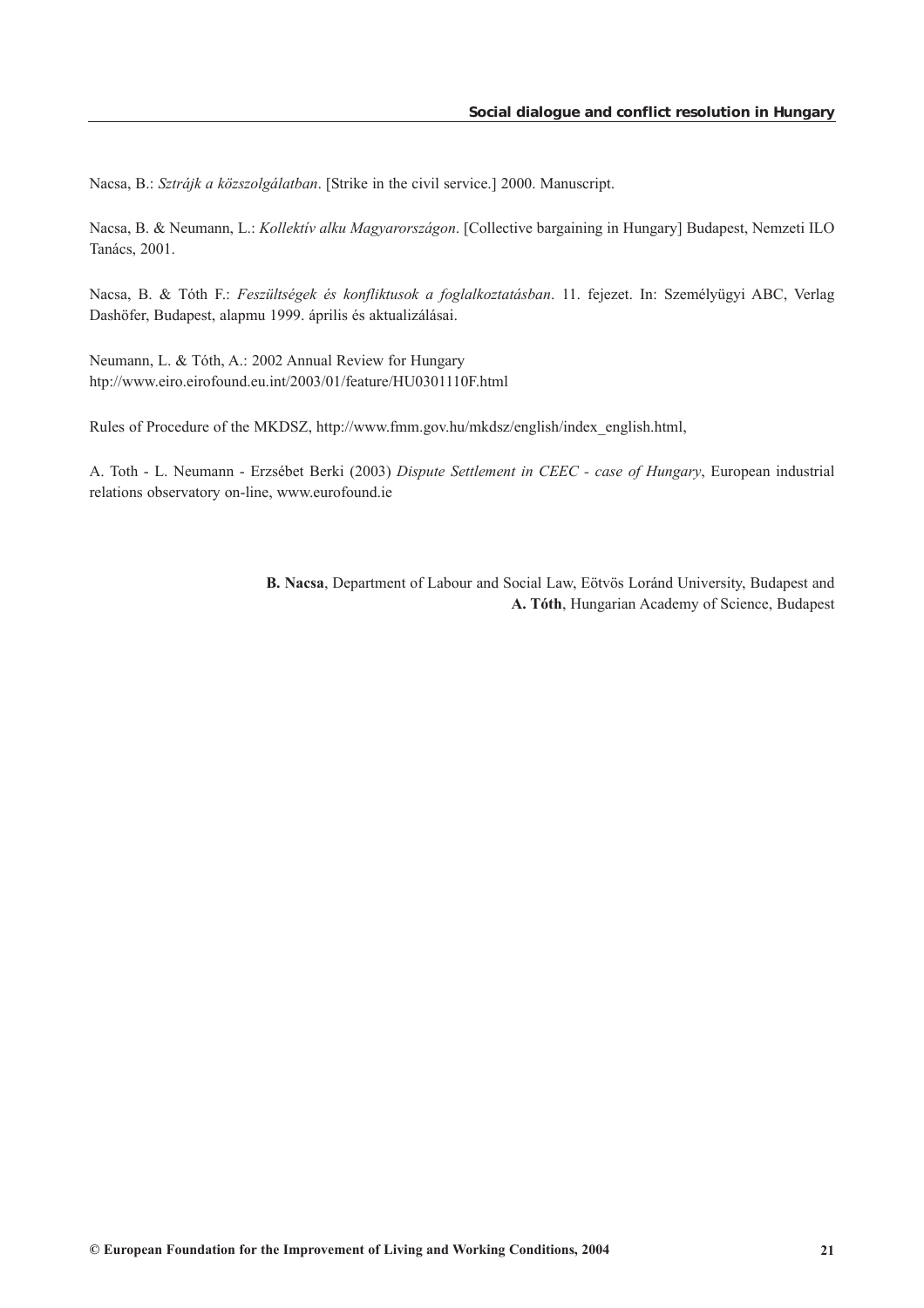Nacsa, B.: *Sztrájk a közszolgálatban*. [Strike in the civil service.] 2000. Manuscript.

Nacsa, B. & Neumann, L.: *Kollektív alku Magyarországon*. [Collective bargaining in Hungary] Budapest, Nemzeti ILO Tanács, 2001.

Nacsa, B. & Tóth F.: *Feszültségek és konfliktusok a foglalkoztatásban*. 11. fejezet. In: Személyügyi ABC, Verlag Dashöfer, Budapest, alapmu 1999. április és aktualizálásai.

Neumann, L. & Tóth, A.: 2002 Annual Review for Hungary
htp://www.eiro.eirofound.eu.int/2003/01/feature/HU0301110F.html

Rules of Procedure of the MKDSZ, http://www.fmm.gov.hu/mkdsz/english/index_english.html,

A. Toth - L. Neumann - Erzsébet Berki (2003) *Dispute Settlement in CEEC - case of Hungary*, European industrial relations observatory on-line, www.eurofound.ie

**B. Nacsa**, Department of Labour and Social Law, Eötvös Loránd University, Budapest and
**A. Tóth**, Hungarian Academy of Science, Budapest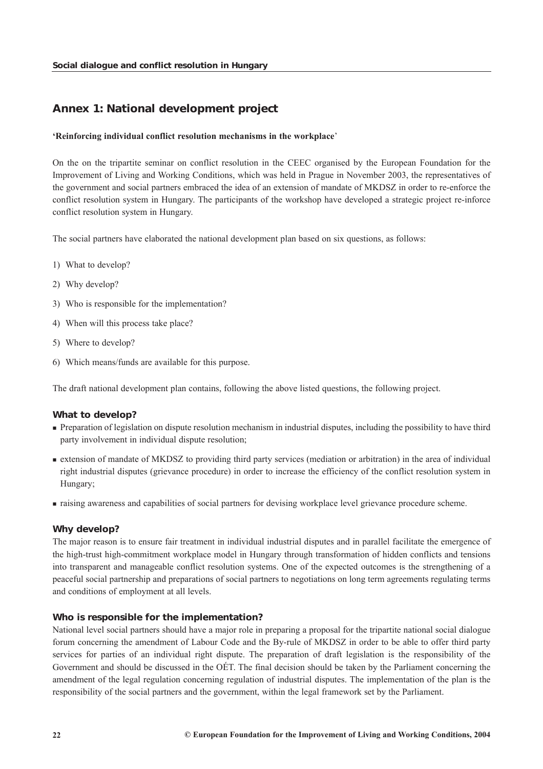## Annex 1: National development project

**'Reinforcing individual conflict resolution mechanisms in the workplace**'

On the on the tripartite seminar on conflict resolution in the CEEC organised by the European Foundation for the Improvement of Living and Working Conditions, which was held in Prague in November 2003, the representatives of the government and social partners embraced the idea of an extension of mandate of MKDSZ in order to re-enforce the conflict resolution system in Hungary. The participants of the workshop have developed a strategic project re-inforce conflict resolution system in Hungary.

The social partners have elaborated the national development plan based on six questions, as follows:

1) What to develop?
2) Why develop?
3) Who is responsible for the implementation?
4) When will this process take place?
5) Where to develop?
6) Which means/funds are available for this purpose.

The draft national development plan contains, following the above listed questions, the following project.

### What to develop?

- Preparation of legislation on dispute resolution mechanism in industrial disputes, including the possibility to have third party involvement in individual dispute resolution;
- extension of mandate of MKDSZ to providing third party services (mediation or arbitration) in the area of individual right industrial disputes (grievance procedure) in order to increase the efficiency of the conflict resolution system in Hungary;
- raising awareness and capabilities of social partners for devising workplace level grievance procedure scheme.

### Why develop?

The major reason is to ensure fair treatment in individual industrial disputes and in parallel facilitate the emergence of the high-trust high-commitment workplace model in Hungary through transformation of hidden conflicts and tensions into transparent and manageable conflict resolution systems. One of the expected outcomes is the strengthening of a peaceful social partnership and preparations of social partners to negotiations on long term agreements regulating terms and conditions of employment at all levels.

### Who is responsible for the implementation?

National level social partners should have a major role in preparing a proposal for the tripartite national social dialogue forum concerning the amendment of Labour Code and the By-rule of MKDSZ in order to be able to offer third party services for parties of an individual right dispute. The preparation of draft legislation is the responsibility of the Government and should be discussed in the OÉT. The final decision should be taken by the Parliament concerning the amendment of the legal regulation concerning regulation of industrial disputes. The implementation of the plan is the responsibility of the social partners and the government, within the legal framework set by the Parliament.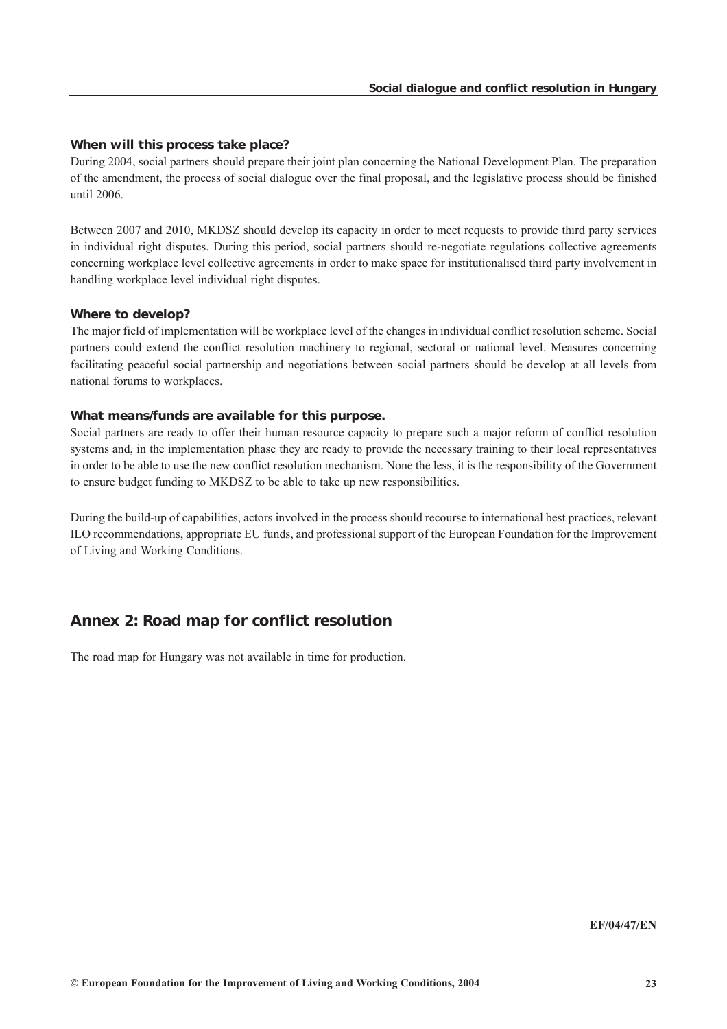### When will this process take place?

During 2004, social partners should prepare their joint plan concerning the National Development Plan. The preparation of the amendment, the process of social dialogue over the final proposal, and the legislative process should be finished until 2006.

Between 2007 and 2010, MKDSZ should develop its capacity in order to meet requests to provide third party services in individual right disputes. During this period, social partners should re-negotiate regulations collective agreements concerning workplace level collective agreements in order to make space for institutionalised third party involvement in handling workplace level individual right disputes.

### Where to develop?

The major field of implementation will be workplace level of the changes in individual conflict resolution scheme. Social partners could extend the conflict resolution machinery to regional, sectoral or national level. Measures concerning facilitating peaceful social partnership and negotiations between social partners should be develop at all levels from national forums to workplaces.

### What means/funds are available for this purpose.

Social partners are ready to offer their human resource capacity to prepare such a major reform of conflict resolution systems and, in the implementation phase they are ready to provide the necessary training to their local representatives in order to be able to use the new conflict resolution mechanism. None the less, it is the responsibility of the Government to ensure budget funding to MKDSZ to be able to take up new responsibilities.

During the build-up of capabilities, actors involved in the process should recourse to international best practices, relevant ILO recommendations, appropriate EU funds, and professional support of the European Foundation for the Improvement of Living and Working Conditions.

## Annex 2: Road map for conflict resolution

The road map for Hungary was not available in time for production.

**EF/04/47/EN**

**© European Foundation for the Improvement of Living and Working Conditions, 2004**